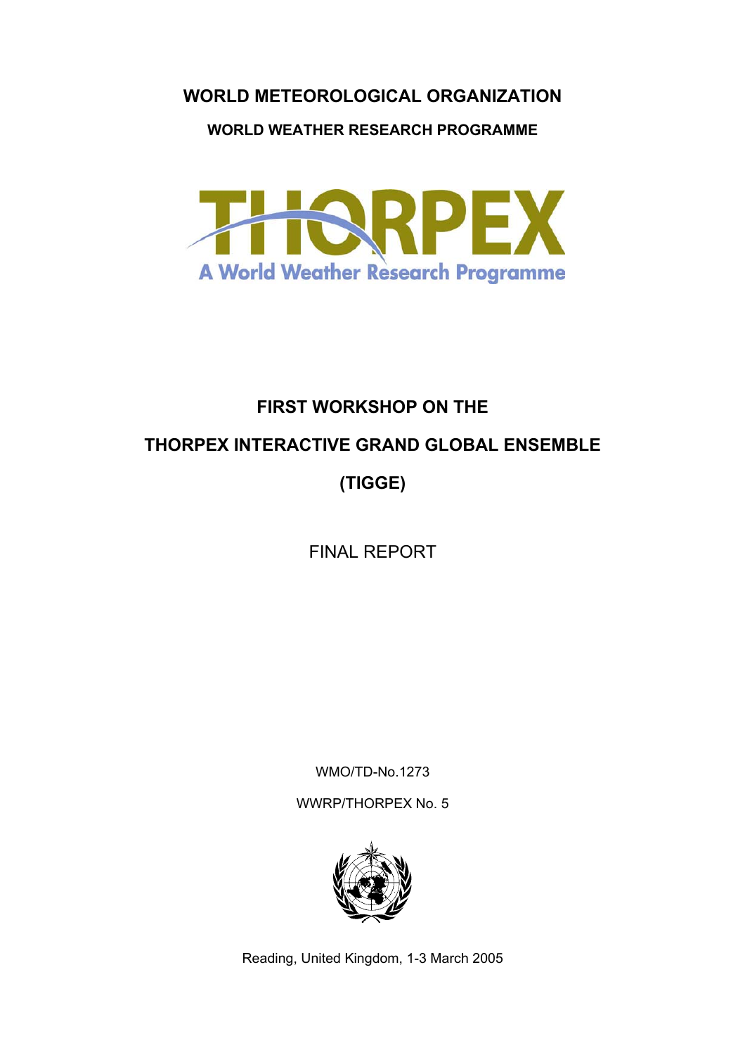**WORLD METEOROLOGICAL ORGANIZATION**

**WORLD WEATHER RESEARCH PROGRAMME**

THORPEX

A World Weather Research Programme

# FIRST WORKSHOP ON THE THORPEX INTERACTIVE GRAND GLOBAL ENSEMBLE (TIGGE)

FINAL REPORT

WMO/TD-No.1273

WWRP/THORPEX No. 5

Reading, United Kingdom, 1-3 March 2005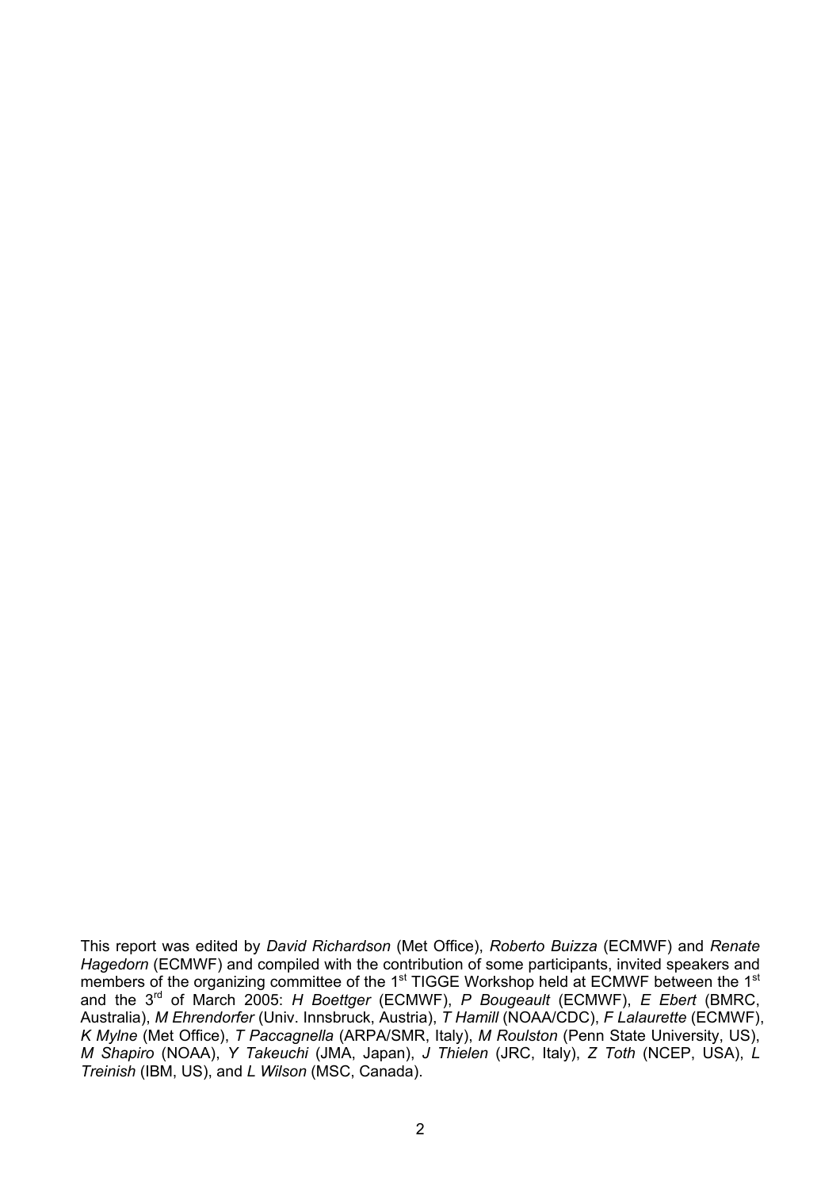This report was edited by *David Richardson* (Met Office), *Roberto Buizza* (ECMWF) and *Renate Hagedorn* (ECMWF) and compiled with the contribution of some participants, invited speakers and members of the organizing committee of the 1st TIGGE Workshop held at ECMWF between the 1st and the 3rd of March 2005: *H Boettger* (ECMWF), *P Bougeault* (ECMWF), *E Ebert* (BMRC, Australia), *M Ehrendorfer* (Univ. Innsbruck, Austria), *T Hamill* (NOAA/CDC), *F Lalaurette* (ECMWF), *K Mylne* (Met Office), *T Paccagnella* (ARPA/SMR, Italy), *M Roulston* (Penn State University, US), *M Shapiro* (NOAA), *Y Takeuchi* (JMA, Japan), *J Thielen* (JRC, Italy), *Z Toth* (NCEP, USA), *L Treinish* (IBM, US), and *L Wilson* (MSC, Canada).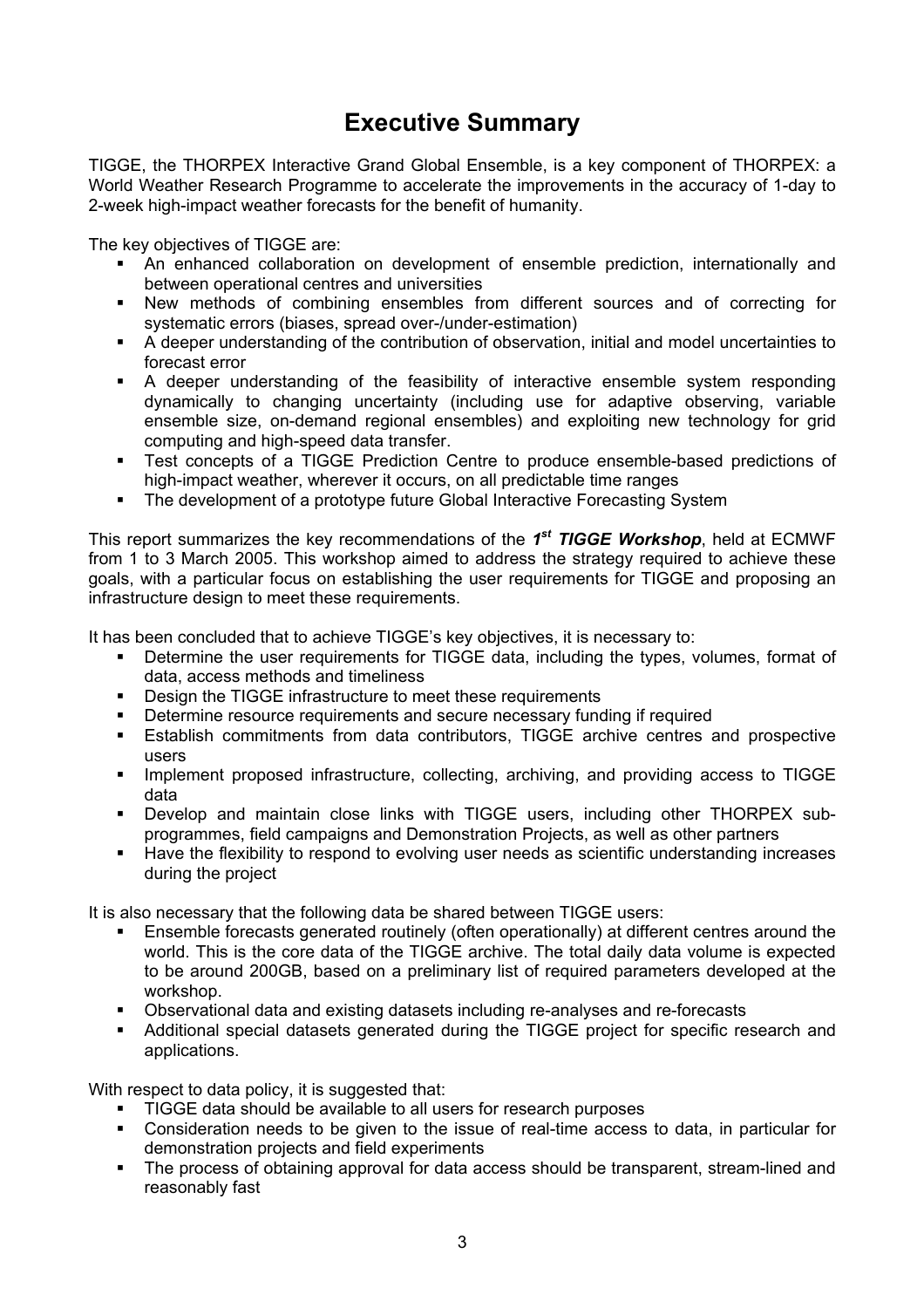# Executive Summary

TIGGE, the THORPEX Interactive Grand Global Ensemble, is a key component of THORPEX: a World Weather Research Programme to accelerate the improvements in the accuracy of 1-day to 2-week high-impact weather forecasts for the benefit of humanity.

The key objectives of TIGGE are:

- An enhanced collaboration on development of ensemble prediction, internationally and between operational centres and universities
- New methods of combining ensembles from different sources and of correcting for systematic errors (biases, spread over-/under-estimation)
- A deeper understanding of the contribution of observation, initial and model uncertainties to forecast error
- A deeper understanding of the feasibility of interactive ensemble system responding dynamically to changing uncertainty (including use for adaptive observing, variable ensemble size, on-demand regional ensembles) and exploiting new technology for grid computing and high-speed data transfer.
- Test concepts of a TIGGE Prediction Centre to produce ensemble-based predictions of high-impact weather, wherever it occurs, on all predictable time ranges
- The development of a prototype future Global Interactive Forecasting System

This report summarizes the key recommendations of the ***1st TIGGE Workshop***, held at ECMWF from 1 to 3 March 2005. This workshop aimed to address the strategy required to achieve these goals, with a particular focus on establishing the user requirements for TIGGE and proposing an infrastructure design to meet these requirements.

It has been concluded that to achieve TIGGE's key objectives, it is necessary to:

- Determine the user requirements for TIGGE data, including the types, volumes, format of data, access methods and timeliness
- Design the TIGGE infrastructure to meet these requirements
- Determine resource requirements and secure necessary funding if required
- Establish commitments from data contributors, TIGGE archive centres and prospective users
- Implement proposed infrastructure, collecting, archiving, and providing access to TIGGE data
- Develop and maintain close links with TIGGE users, including other THORPEX sub-programmes, field campaigns and Demonstration Projects, as well as other partners
- Have the flexibility to respond to evolving user needs as scientific understanding increases during the project

It is also necessary that the following data be shared between TIGGE users:

- Ensemble forecasts generated routinely (often operationally) at different centres around the world. This is the core data of the TIGGE archive. The total daily data volume is expected to be around 200GB, based on a preliminary list of required parameters developed at the workshop.
- Observational data and existing datasets including re-analyses and re-forecasts
- Additional special datasets generated during the TIGGE project for specific research and applications.

With respect to data policy, it is suggested that:

- TIGGE data should be available to all users for research purposes
- Consideration needs to be given to the issue of real-time access to data, in particular for demonstration projects and field experiments
- The process of obtaining approval for data access should be transparent, stream-lined and reasonably fast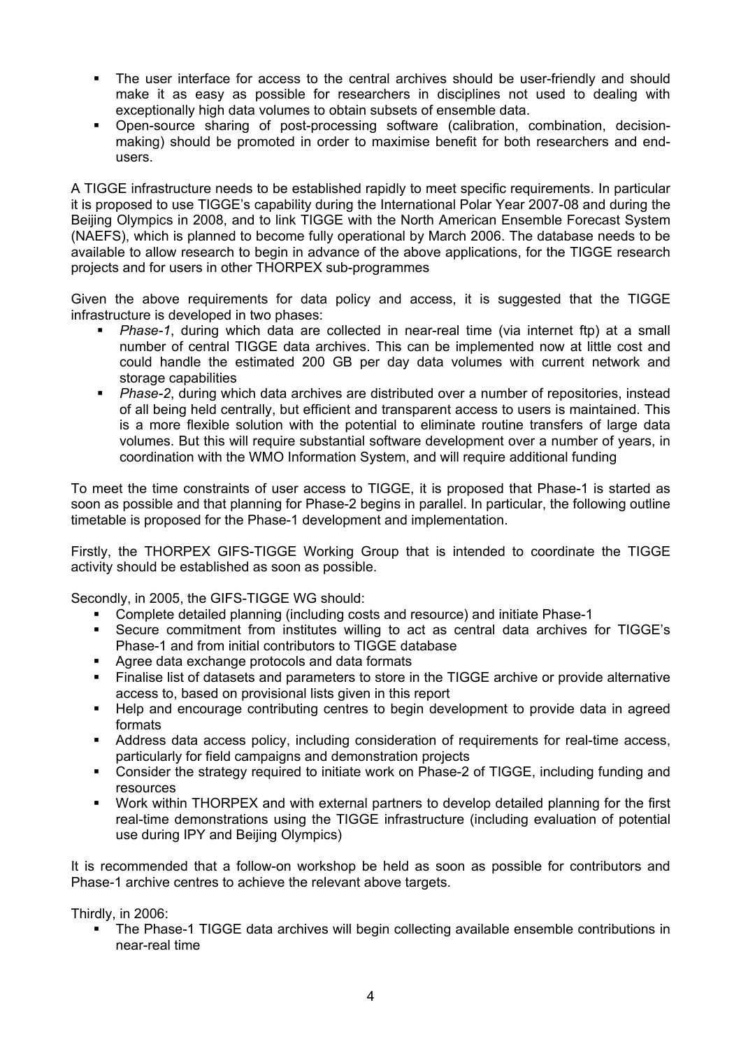- The user interface for access to the central archives should be user-friendly and should make it as easy as possible for researchers in disciplines not used to dealing with exceptionally high data volumes to obtain subsets of ensemble data.
- Open-source sharing of post-processing software (calibration, combination, decision-making) should be promoted in order to maximise benefit for both researchers and end-users.

A TIGGE infrastructure needs to be established rapidly to meet specific requirements. In particular it is proposed to use TIGGE's capability during the International Polar Year 2007-08 and during the Beijing Olympics in 2008, and to link TIGGE with the North American Ensemble Forecast System (NAEFS), which is planned to become fully operational by March 2006. The database needs to be available to allow research to begin in advance of the above applications, for the TIGGE research projects and for users in other THORPEX sub-programmes

Given the above requirements for data policy and access, it is suggested that the TIGGE infrastructure is developed in two phases:

- *Phase-1*, during which data are collected in near-real time (via internet ftp) at a small number of central TIGGE data archives. This can be implemented now at little cost and could handle the estimated 200 GB per day data volumes with current network and storage capabilities
- *Phase-2*, during which data archives are distributed over a number of repositories, instead of all being held centrally, but efficient and transparent access to users is maintained. This is a more flexible solution with the potential to eliminate routine transfers of large data volumes. But this will require substantial software development over a number of years, in coordination with the WMO Information System, and will require additional funding

To meet the time constraints of user access to TIGGE, it is proposed that Phase-1 is started as soon as possible and that planning for Phase-2 begins in parallel. In particular, the following outline timetable is proposed for the Phase-1 development and implementation.

Firstly, the THORPEX GIFS-TIGGE Working Group that is intended to coordinate the TIGGE activity should be established as soon as possible.

Secondly, in 2005, the GIFS-TIGGE WG should:

- Complete detailed planning (including costs and resource) and initiate Phase-1
- Secure commitment from institutes willing to act as central data archives for TIGGE's Phase-1 and from initial contributors to TIGGE database
- Agree data exchange protocols and data formats
- Finalise list of datasets and parameters to store in the TIGGE archive or provide alternative access to, based on provisional lists given in this report
- Help and encourage contributing centres to begin development to provide data in agreed formats
- Address data access policy, including consideration of requirements for real-time access, particularly for field campaigns and demonstration projects
- Consider the strategy required to initiate work on Phase-2 of TIGGE, including funding and resources
- Work within THORPEX and with external partners to develop detailed planning for the first real-time demonstrations using the TIGGE infrastructure (including evaluation of potential use during IPY and Beijing Olympics)

It is recommended that a follow-on workshop be held as soon as possible for contributors and Phase-1 archive centres to achieve the relevant above targets.

Thirdly, in 2006:

- The Phase-1 TIGGE data archives will begin collecting available ensemble contributions in near-real time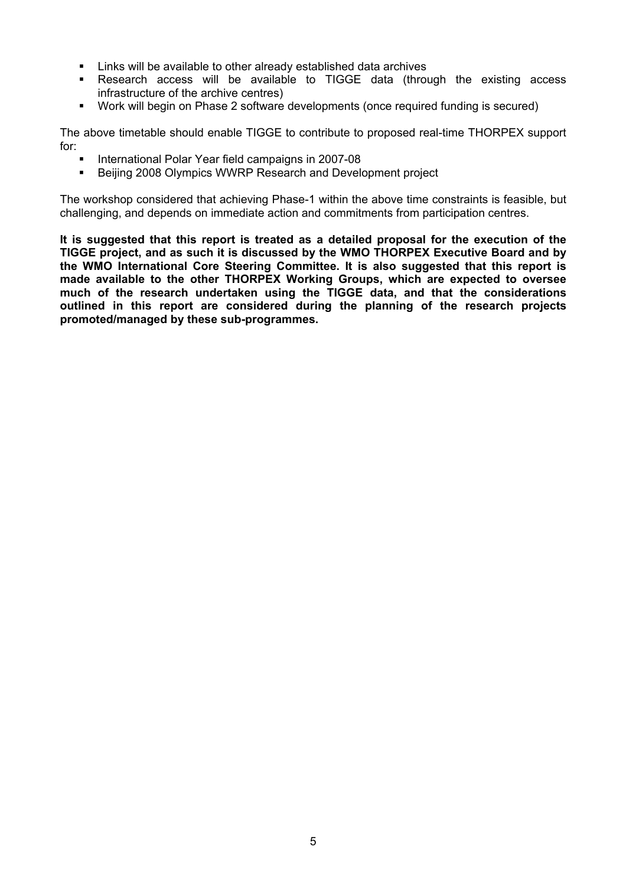- Links will be available to other already established data archives
- Research access will be available to TIGGE data (through the existing access infrastructure of the archive centres)
- Work will begin on Phase 2 software developments (once required funding is secured)

The above timetable should enable TIGGE to contribute to proposed real-time THORPEX support for:

- International Polar Year field campaigns in 2007-08
- Beijing 2008 Olympics WWRP Research and Development project

The workshop considered that achieving Phase-1 within the above time constraints is feasible, but challenging, and depends on immediate action and commitments from participation centres.

**It is suggested that this report is treated as a detailed proposal for the execution of the TIGGE project, and as such it is discussed by the WMO THORPEX Executive Board and by the WMO International Core Steering Committee. It is also suggested that this report is made available to the other THORPEX Working Groups, which are expected to oversee much of the research undertaken using the TIGGE data, and that the considerations outlined in this report are considered during the planning of the research projects promoted/managed by these sub-programmes.**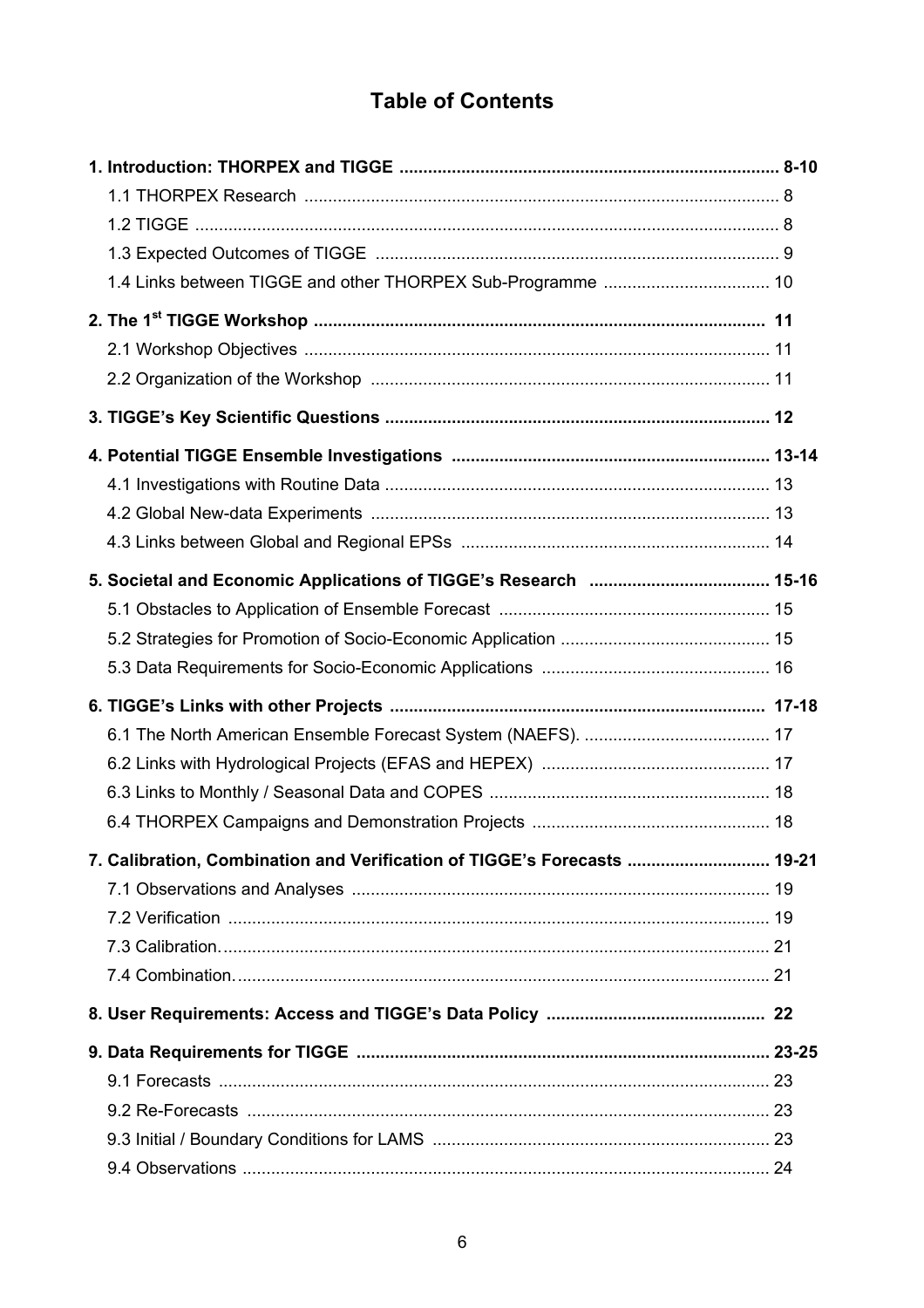# Table of Contents

**1. Introduction: THORPEX and TIGGE ............................................................................ 8-10**

- 1.1 THORPEX Research ..................................................................................................... 8
- 1.2 TIGGE ........................................................................................................................ 8
- 1.3 Expected Outcomes of TIGGE ...................................................................................... 9
- 1.4 Links between TIGGE and other THORPEX Sub-Programme ...................................... 10

**2. The 1st TIGGE Workshop ............................................................................................ 11**

- 2.1 Workshop Objectives ................................................................................................. 11
- 2.2 Organization of the Workshop ..................................................................................... 11

**3. TIGGE's Key Scientific Questions ................................................................................ 12**

**4. Potential TIGGE Ensemble Investigations ................................................................. 13-14**

- 4.1 Investigations with Routine Data ................................................................................. 13
- 4.2 Global New-data Experiments ..................................................................................... 13
- 4.3 Links between Global and Regional EPSs ................................................................... 14

**5. Societal and Economic Applications of TIGGE's Research ...................................... 15-16**

- 5.1 Obstacles to Application of Ensemble Forecast ........................................................... 15
- 5.2 Strategies for Promotion of Socio-Economic Application ............................................. 15
- 5.3 Data Requirements for Socio-Economic Applications ................................................. 16

**6. TIGGE's Links with other Projects ........................................................................... 17-18**

- 6.1 The North American Ensemble Forecast System (NAEFS). ....................................... 17
- 6.2 Links with Hydrological Projects (EFAS and HEPEX) ................................................. 17
- 6.3 Links to Monthly / Seasonal Data and COPES ........................................................... 18
- 6.4 THORPEX Campaigns and Demonstration Projects .................................................. 18

**7. Calibration, Combination and Verification of TIGGE's Forecasts ............................. 19-21**

- 7.1 Observations and Analyses ........................................................................................ 19
- 7.2 Verification ................................................................................................................. 19
- 7.3 Calibration. ................................................................................................................. 21
- 7.4 Combination. ............................................................................................................... 21

**8. User Requirements: Access and TIGGE's Data Policy .............................................. 22**

**9. Data Requirements for TIGGE ................................................................................... 23-25**

- 9.1 Forecasts .................................................................................................................... 23
- 9.2 Re-Forecasts .............................................................................................................. 23
- 9.3 Initial / Boundary Conditions for LAMS ....................................................................... 23
- 9.4 Observations .............................................................................................................. 24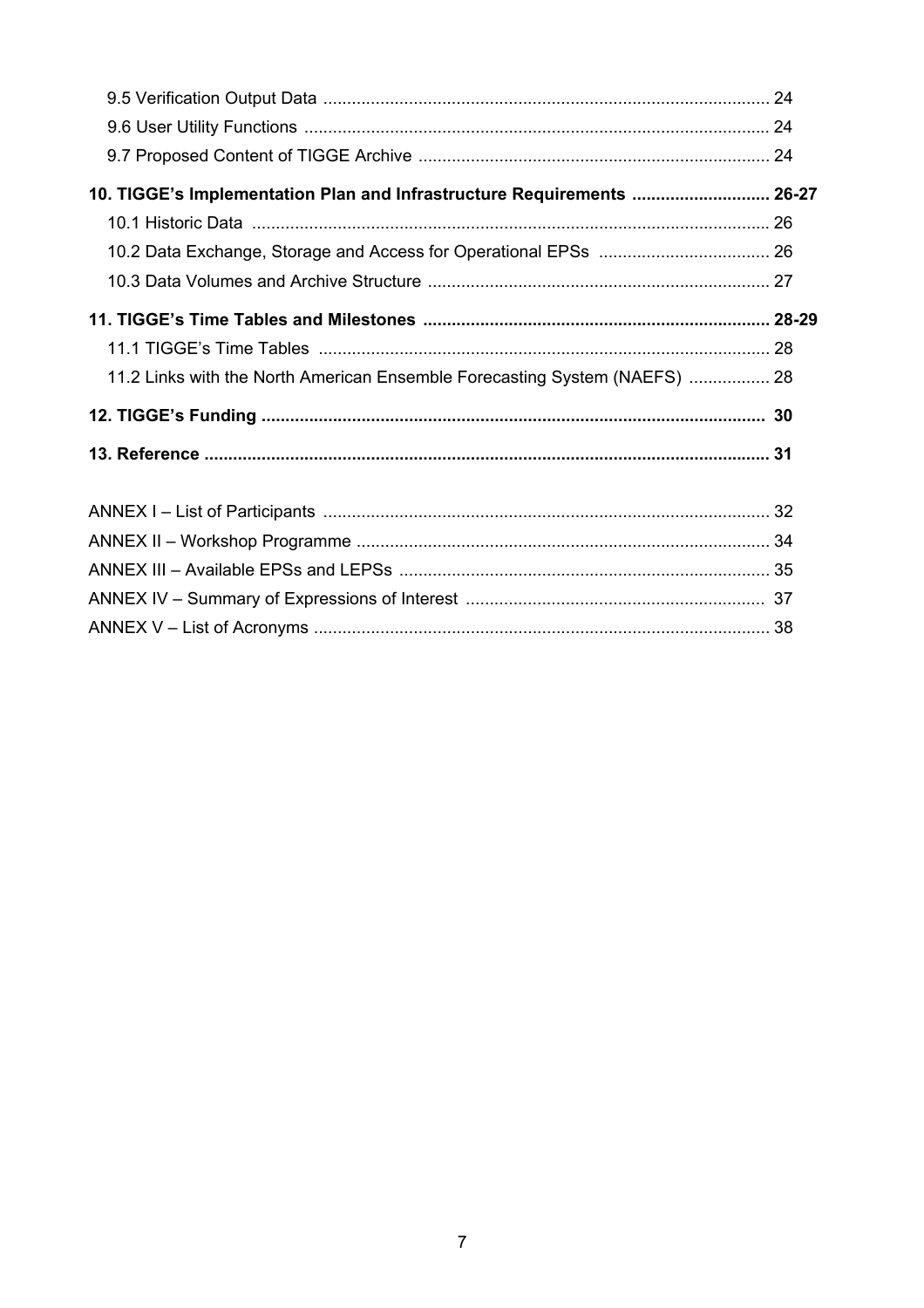9.5 Verification Output Data ............................................................................................ 24
9.6 User Utility Functions ................................................................................................ 24
9.7 Proposed Content of TIGGE Archive .......................................................................... 24

**10. TIGGE's Implementation Plan and Infrastructure Requirements ............................ 26-27**

10.1 Historic Data ........................................................................................................... 26
10.2 Data Exchange, Storage and Access for Operational EPSs .................................... 26
10.3 Data Volumes and Archive Structure ....................................................................... 27

**11. TIGGE's Time Tables and Milestones ........................................................................ 28-29**

11.1 TIGGE's Time Tables ............................................................................................... 28
11.2 Links with the North American Ensemble Forecasting System (NAEFS) ................. 28

**12. TIGGE's Funding ........................................................................................................ 30**

**13. Reference .................................................................................................................... 31**

ANNEX I – List of Participants ............................................................................................. 32
ANNEX II – Workshop Programme ....................................................................................... 34
ANNEX III – Available EPSs and LEPSs .............................................................................. 35
ANNEX IV – Summary of Expressions of Interest ............................................................... 37
ANNEX V – List of Acronyms ................................................................................................ 38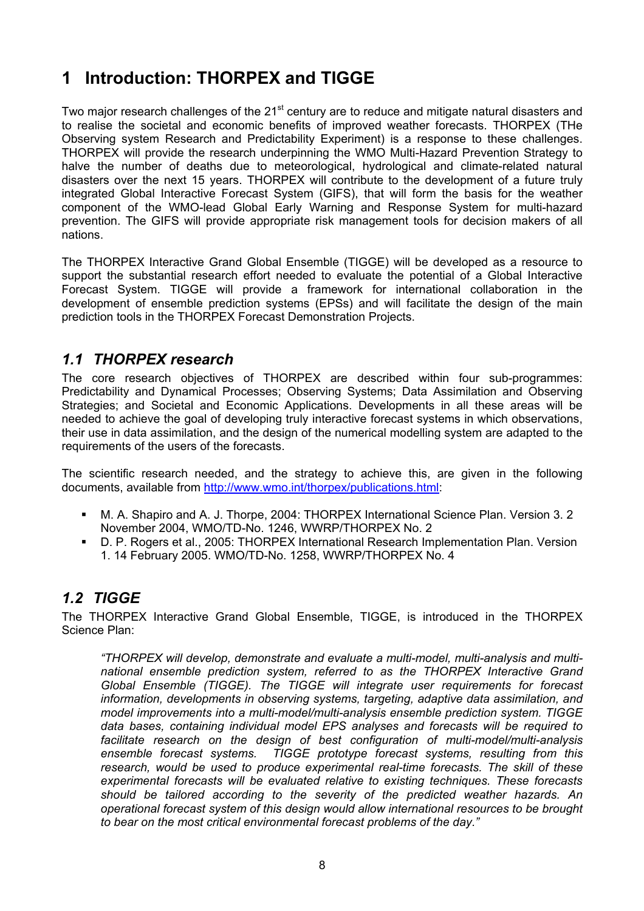# 1 Introduction: THORPEX and TIGGE

Two major research challenges of the 21st century are to reduce and mitigate natural disasters and to realise the societal and economic benefits of improved weather forecasts. THORPEX (THe Observing system Research and Predictability Experiment) is a response to these challenges. THORPEX will provide the research underpinning the WMO Multi-Hazard Prevention Strategy to halve the number of deaths due to meteorological, hydrological and climate-related natural disasters over the next 15 years. THORPEX will contribute to the development of a future truly integrated Global Interactive Forecast System (GIFS), that will form the basis for the weather component of the WMO-lead Global Early Warning and Response System for multi-hazard prevention. The GIFS will provide appropriate risk management tools for decision makers of all nations.

The THORPEX Interactive Grand Global Ensemble (TIGGE) will be developed as a resource to support the substantial research effort needed to evaluate the potential of a Global Interactive Forecast System. TIGGE will provide a framework for international collaboration in the development of ensemble prediction systems (EPSs) and will facilitate the design of the main prediction tools in the THORPEX Forecast Demonstration Projects.

## *1.1 THORPEX research*

The core research objectives of THORPEX are described within four sub-programmes: Predictability and Dynamical Processes; Observing Systems; Data Assimilation and Observing Strategies; and Societal and Economic Applications. Developments in all these areas will be needed to achieve the goal of developing truly interactive forecast systems in which observations, their use in data assimilation, and the design of the numerical modelling system are adapted to the requirements of the users of the forecasts.

The scientific research needed, and the strategy to achieve this, are given in the following documents, available from http://www.wmo.int/thorpex/publications.html:

- M. A. Shapiro and A. J. Thorpe, 2004: THORPEX International Science Plan. Version 3. 2 November 2004, WMO/TD-No. 1246, WWRP/THORPEX No. 2
- D. P. Rogers et al., 2005: THORPEX International Research Implementation Plan. Version 1. 14 February 2005. WMO/TD-No. 1258, WWRP/THORPEX No. 4

## *1.2 TIGGE*

The THORPEX Interactive Grand Global Ensemble, TIGGE, is introduced in the THORPEX Science Plan:

> *"THORPEX will develop, demonstrate and evaluate a multi-model, multi-analysis and multi-national ensemble prediction system, referred to as the THORPEX Interactive Grand Global Ensemble (TIGGE). The TIGGE will integrate user requirements for forecast information, developments in observing systems, targeting, adaptive data assimilation, and model improvements into a multi-model/multi-analysis ensemble prediction system. TIGGE data bases, containing individual model EPS analyses and forecasts will be required to facilitate research on the design of best configuration of multi-model/multi-analysis ensemble forecast systems. TIGGE prototype forecast systems, resulting from this research, would be used to produce experimental real-time forecasts. The skill of these experimental forecasts will be evaluated relative to existing techniques. These forecasts should be tailored according to the severity of the predicted weather hazards. An operational forecast system of this design would allow international resources to be brought to bear on the most critical environmental forecast problems of the day."*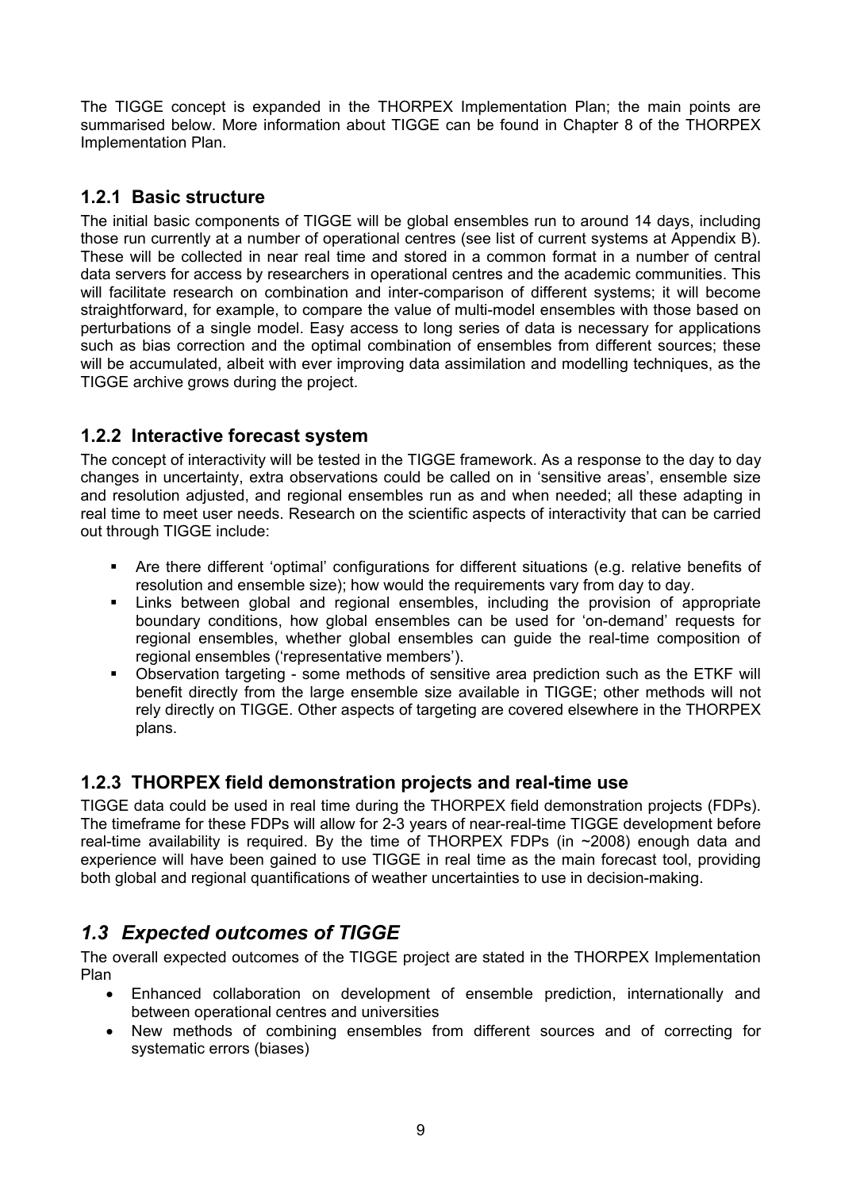The TIGGE concept is expanded in the THORPEX Implementation Plan; the main points are summarised below. More information about TIGGE can be found in Chapter 8 of the THORPEX Implementation Plan.

### 1.2.1 Basic structure

The initial basic components of TIGGE will be global ensembles run to around 14 days, including those run currently at a number of operational centres (see list of current systems at Appendix B). These will be collected in near real time and stored in a common format in a number of central data servers for access by researchers in operational centres and the academic communities. This will facilitate research on combination and inter-comparison of different systems; it will become straightforward, for example, to compare the value of multi-model ensembles with those based on perturbations of a single model. Easy access to long series of data is necessary for applications such as bias correction and the optimal combination of ensembles from different sources; these will be accumulated, albeit with ever improving data assimilation and modelling techniques, as the TIGGE archive grows during the project.

### 1.2.2 Interactive forecast system

The concept of interactivity will be tested in the TIGGE framework. As a response to the day to day changes in uncertainty, extra observations could be called on in 'sensitive areas', ensemble size and resolution adjusted, and regional ensembles run as and when needed; all these adapting in real time to meet user needs. Research on the scientific aspects of interactivity that can be carried out through TIGGE include:

- Are there different 'optimal' configurations for different situations (e.g. relative benefits of resolution and ensemble size); how would the requirements vary from day to day.
- Links between global and regional ensembles, including the provision of appropriate boundary conditions, how global ensembles can be used for 'on-demand' requests for regional ensembles, whether global ensembles can guide the real-time composition of regional ensembles ('representative members').
- Observation targeting - some methods of sensitive area prediction such as the ETKF will benefit directly from the large ensemble size available in TIGGE; other methods will not rely directly on TIGGE. Other aspects of targeting are covered elsewhere in the THORPEX plans.

### 1.2.3 THORPEX field demonstration projects and real-time use

TIGGE data could be used in real time during the THORPEX field demonstration projects (FDPs). The timeframe for these FDPs will allow for 2-3 years of near-real-time TIGGE development before real-time availability is required. By the time of THORPEX FDPs (in ~2008) enough data and experience will have been gained to use TIGGE in real time as the main forecast tool, providing both global and regional quantifications of weather uncertainties to use in decision-making.

## *1.3 Expected outcomes of TIGGE*

The overall expected outcomes of the TIGGE project are stated in the THORPEX Implementation Plan

- Enhanced collaboration on development of ensemble prediction, internationally and between operational centres and universities
- New methods of combining ensembles from different sources and of correcting for systematic errors (biases)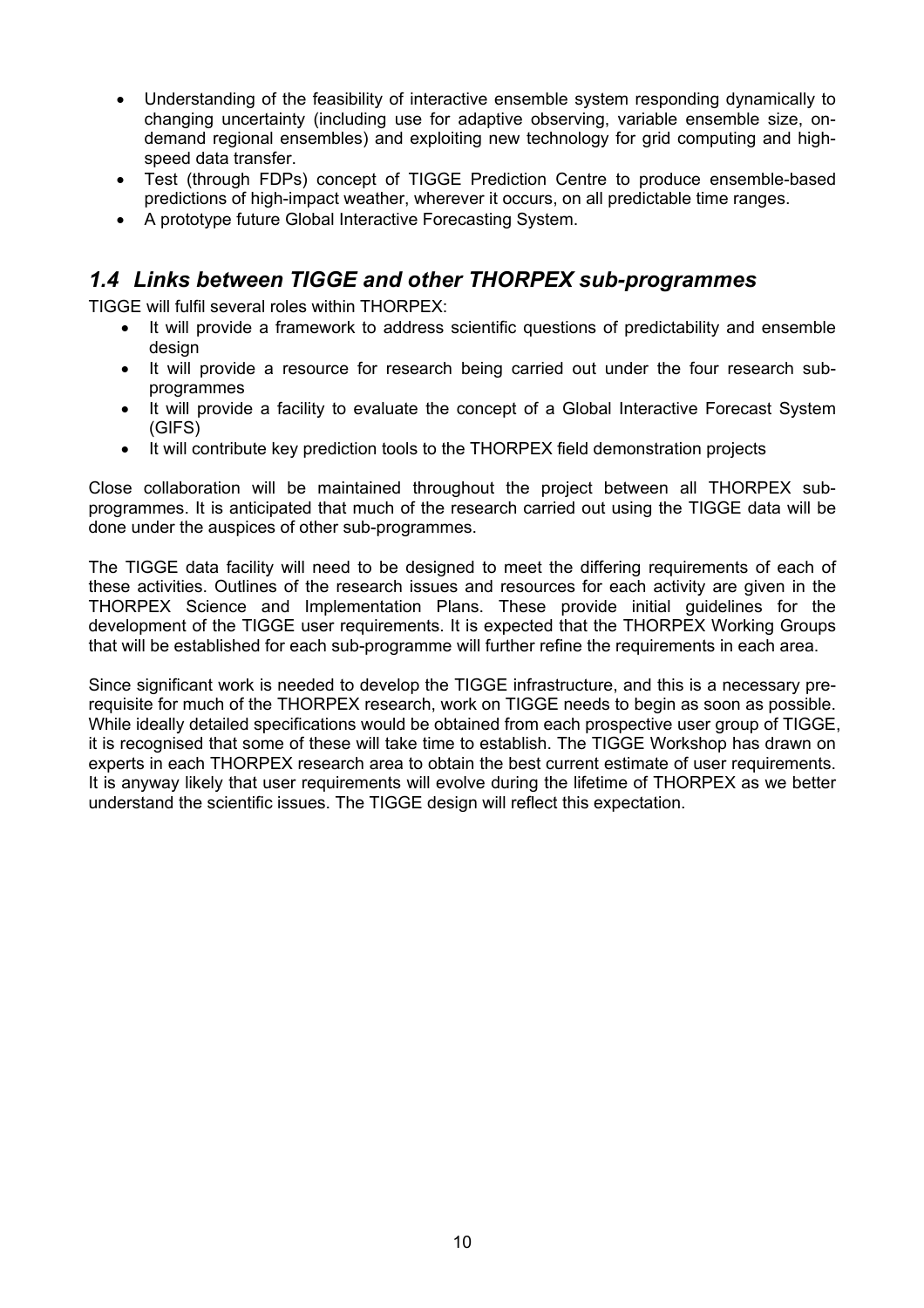- Understanding of the feasibility of interactive ensemble system responding dynamically to changing uncertainty (including use for adaptive observing, variable ensemble size, on-demand regional ensembles) and exploiting new technology for grid computing and high-speed data transfer.
- Test (through FDPs) concept of TIGGE Prediction Centre to produce ensemble-based predictions of high-impact weather, wherever it occurs, on all predictable time ranges.
- A prototype future Global Interactive Forecasting System.

## *1.4 Links between TIGGE and other THORPEX sub-programmes*

TIGGE will fulfil several roles within THORPEX:

- It will provide a framework to address scientific questions of predictability and ensemble design
- It will provide a resource for research being carried out under the four research sub-programmes
- It will provide a facility to evaluate the concept of a Global Interactive Forecast System (GIFS)
- It will contribute key prediction tools to the THORPEX field demonstration projects

Close collaboration will be maintained throughout the project between all THORPEX sub-programmes. It is anticipated that much of the research carried out using the TIGGE data will be done under the auspices of other sub-programmes.

The TIGGE data facility will need to be designed to meet the differing requirements of each of these activities. Outlines of the research issues and resources for each activity are given in the THORPEX Science and Implementation Plans. These provide initial guidelines for the development of the TIGGE user requirements. It is expected that the THORPEX Working Groups that will be established for each sub-programme will further refine the requirements in each area.

Since significant work is needed to develop the TIGGE infrastructure, and this is a necessary pre-requisite for much of the THORPEX research, work on TIGGE needs to begin as soon as possible. While ideally detailed specifications would be obtained from each prospective user group of TIGGE, it is recognised that some of these will take time to establish. The TIGGE Workshop has drawn on experts in each THORPEX research area to obtain the best current estimate of user requirements. It is anyway likely that user requirements will evolve during the lifetime of THORPEX as we better understand the scientific issues. The TIGGE design will reflect this expectation.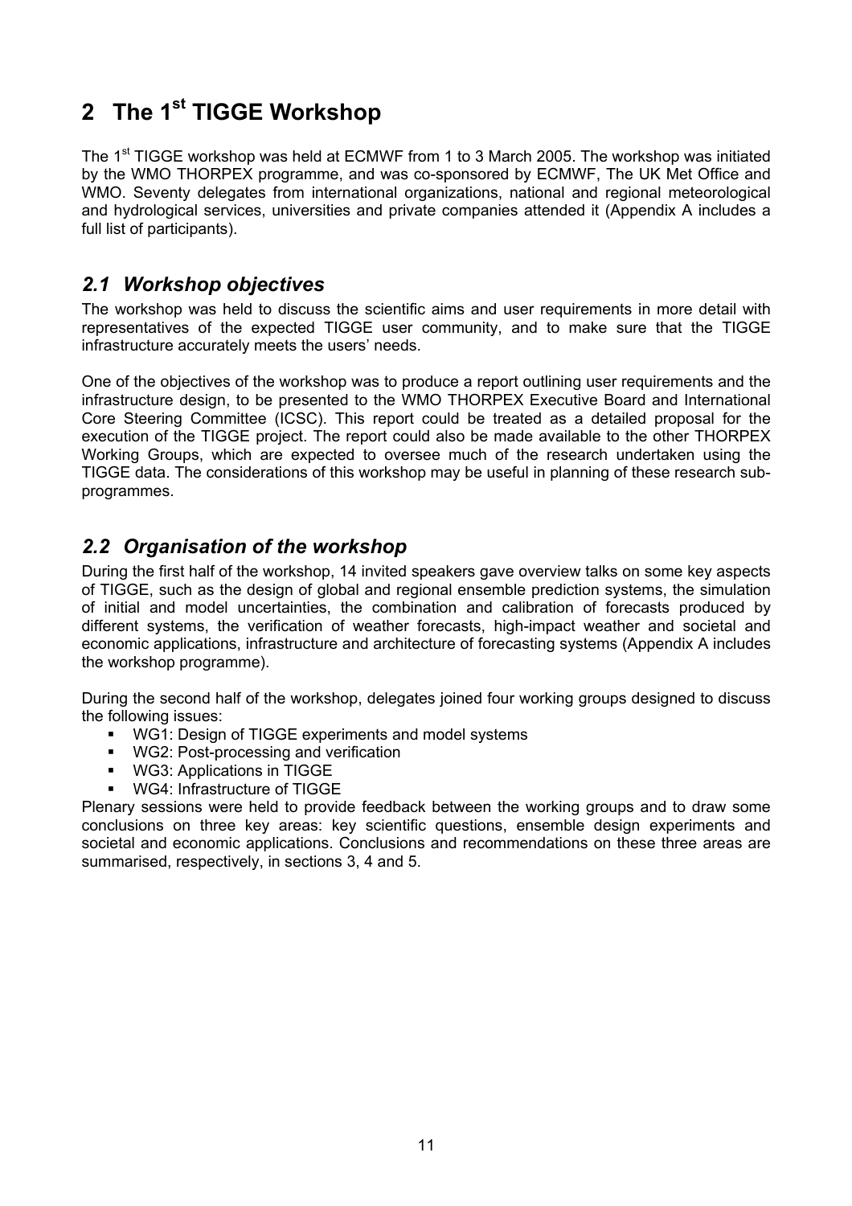# 2 The 1st TIGGE Workshop

The 1st TIGGE workshop was held at ECMWF from 1 to 3 March 2005. The workshop was initiated by the WMO THORPEX programme, and was co-sponsored by ECMWF, The UK Met Office and WMO. Seventy delegates from international organizations, national and regional meteorological and hydrological services, universities and private companies attended it (Appendix A includes a full list of participants).

## *2.1 Workshop objectives*

The workshop was held to discuss the scientific aims and user requirements in more detail with representatives of the expected TIGGE user community, and to make sure that the TIGGE infrastructure accurately meets the users' needs.

One of the objectives of the workshop was to produce a report outlining user requirements and the infrastructure design, to be presented to the WMO THORPEX Executive Board and International Core Steering Committee (ICSC). This report could be treated as a detailed proposal for the execution of the TIGGE project. The report could also be made available to the other THORPEX Working Groups, which are expected to oversee much of the research undertaken using the TIGGE data. The considerations of this workshop may be useful in planning of these research sub-programmes.

## *2.2 Organisation of the workshop*

During the first half of the workshop, 14 invited speakers gave overview talks on some key aspects of TIGGE, such as the design of global and regional ensemble prediction systems, the simulation of initial and model uncertainties, the combination and calibration of forecasts produced by different systems, the verification of weather forecasts, high-impact weather and societal and economic applications, infrastructure and architecture of forecasting systems (Appendix A includes the workshop programme).

During the second half of the workshop, delegates joined four working groups designed to discuss the following issues:

- WG1: Design of TIGGE experiments and model systems
- WG2: Post-processing and verification
- WG3: Applications in TIGGE
- WG4: Infrastructure of TIGGE

Plenary sessions were held to provide feedback between the working groups and to draw some conclusions on three key areas: key scientific questions, ensemble design experiments and societal and economic applications. Conclusions and recommendations on these three areas are summarised, respectively, in sections 3, 4 and 5.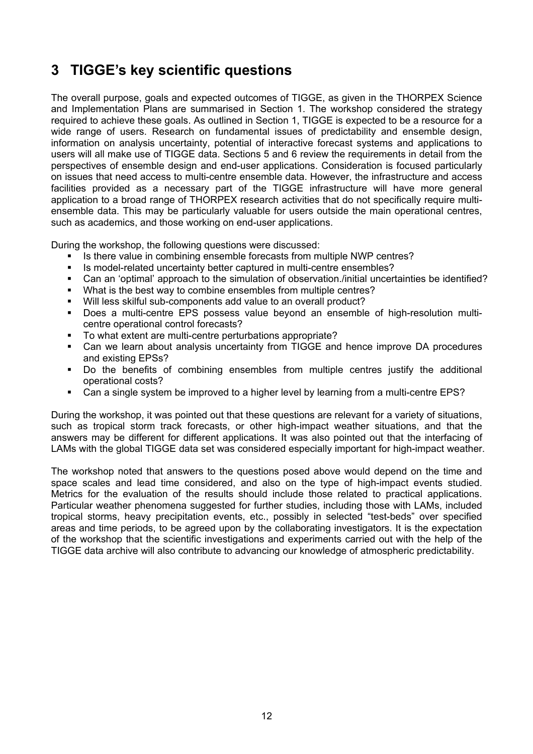# 3 TIGGE's key scientific questions

The overall purpose, goals and expected outcomes of TIGGE, as given in the THORPEX Science and Implementation Plans are summarised in Section 1. The workshop considered the strategy required to achieve these goals. As outlined in Section 1, TIGGE is expected to be a resource for a wide range of users. Research on fundamental issues of predictability and ensemble design, information on analysis uncertainty, potential of interactive forecast systems and applications to users will all make use of TIGGE data. Sections 5 and 6 review the requirements in detail from the perspectives of ensemble design and end-user applications. Consideration is focused particularly on issues that need access to multi-centre ensemble data. However, the infrastructure and access facilities provided as a necessary part of the TIGGE infrastructure will have more general application to a broad range of THORPEX research activities that do not specifically require multi-ensemble data. This may be particularly valuable for users outside the main operational centres, such as academics, and those working on end-user applications.

During the workshop, the following questions were discussed:

- Is there value in combining ensemble forecasts from multiple NWP centres?
- Is model-related uncertainty better captured in multi-centre ensembles?
- Can an 'optimal' approach to the simulation of observation./initial uncertainties be identified?
- What is the best way to combine ensembles from multiple centres?
- Will less skilful sub-components add value to an overall product?
- Does a multi-centre EPS possess value beyond an ensemble of high-resolution multi-centre operational control forecasts?
- To what extent are multi-centre perturbations appropriate?
- Can we learn about analysis uncertainty from TIGGE and hence improve DA procedures and existing EPSs?
- Do the benefits of combining ensembles from multiple centres justify the additional operational costs?
- Can a single system be improved to a higher level by learning from a multi-centre EPS?

During the workshop, it was pointed out that these questions are relevant for a variety of situations, such as tropical storm track forecasts, or other high-impact weather situations, and that the answers may be different for different applications. It was also pointed out that the interfacing of LAMs with the global TIGGE data set was considered especially important for high-impact weather.

The workshop noted that answers to the questions posed above would depend on the time and space scales and lead time considered, and also on the type of high-impact events studied. Metrics for the evaluation of the results should include those related to practical applications. Particular weather phenomena suggested for further studies, including those with LAMs, included tropical storms, heavy precipitation events, etc., possibly in selected "test-beds" over specified areas and time periods, to be agreed upon by the collaborating investigators. It is the expectation of the workshop that the scientific investigations and experiments carried out with the help of the TIGGE data archive will also contribute to advancing our knowledge of atmospheric predictability.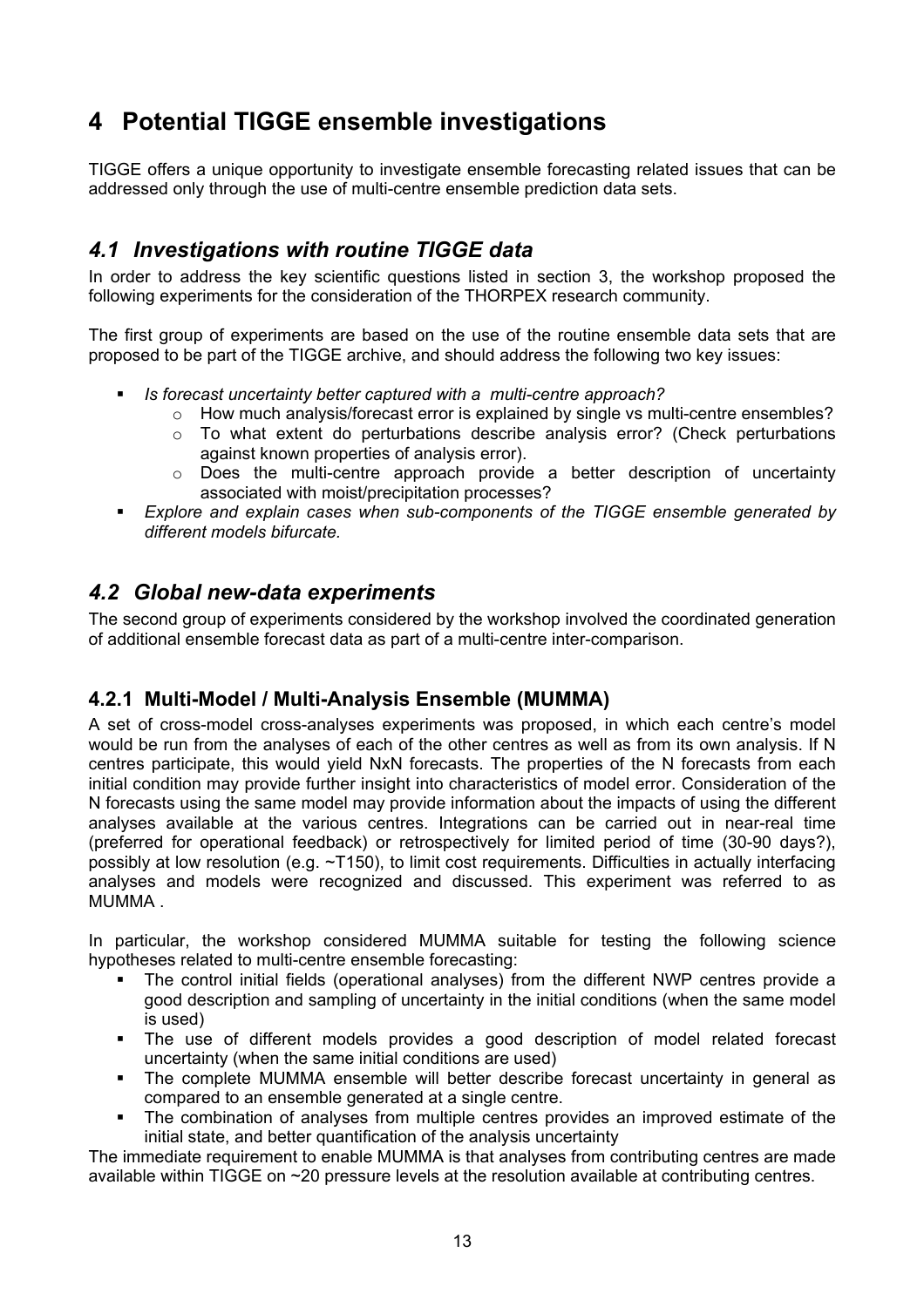# 4 Potential TIGGE ensemble investigations

TIGGE offers a unique opportunity to investigate ensemble forecasting related issues that can be addressed only through the use of multi-centre ensemble prediction data sets.

## *4.1 Investigations with routine TIGGE data*

In order to address the key scientific questions listed in section 3, the workshop proposed the following experiments for the consideration of the THORPEX research community.

The first group of experiments are based on the use of the routine ensemble data sets that are proposed to be part of the TIGGE archive, and should address the following two key issues:

- *Is forecast uncertainty better captured with a multi-centre approach?*
  - How much analysis/forecast error is explained by single vs multi-centre ensembles?
  - To what extent do perturbations describe analysis error? (Check perturbations against known properties of analysis error).
  - Does the multi-centre approach provide a better description of uncertainty associated with moist/precipitation processes?
- *Explore and explain cases when sub-components of the TIGGE ensemble generated by different models bifurcate.*

## *4.2 Global new-data experiments*

The second group of experiments considered by the workshop involved the coordinated generation of additional ensemble forecast data as part of a multi-centre inter-comparison.

### 4.2.1 Multi-Model / Multi-Analysis Ensemble (MUMMA)

A set of cross-model cross-analyses experiments was proposed, in which each centre's model would be run from the analyses of each of the other centres as well as from its own analysis. If N centres participate, this would yield NxN forecasts. The properties of the N forecasts from each initial condition may provide further insight into characteristics of model error. Consideration of the N forecasts using the same model may provide information about the impacts of using the different analyses available at the various centres. Integrations can be carried out in near-real time (preferred for operational feedback) or retrospectively for limited period of time (30-90 days?), possibly at low resolution (e.g. ~T150), to limit cost requirements. Difficulties in actually interfacing analyses and models were recognized and discussed. This experiment was referred to as MUMMA .

In particular, the workshop considered MUMMA suitable for testing the following science hypotheses related to multi-centre ensemble forecasting:

- The control initial fields (operational analyses) from the different NWP centres provide a good description and sampling of uncertainty in the initial conditions (when the same model is used)
- The use of different models provides a good description of model related forecast uncertainty (when the same initial conditions are used)
- The complete MUMMA ensemble will better describe forecast uncertainty in general as compared to an ensemble generated at a single centre.
- The combination of analyses from multiple centres provides an improved estimate of the initial state, and better quantification of the analysis uncertainty

The immediate requirement to enable MUMMA is that analyses from contributing centres are made available within TIGGE on ~20 pressure levels at the resolution available at contributing centres.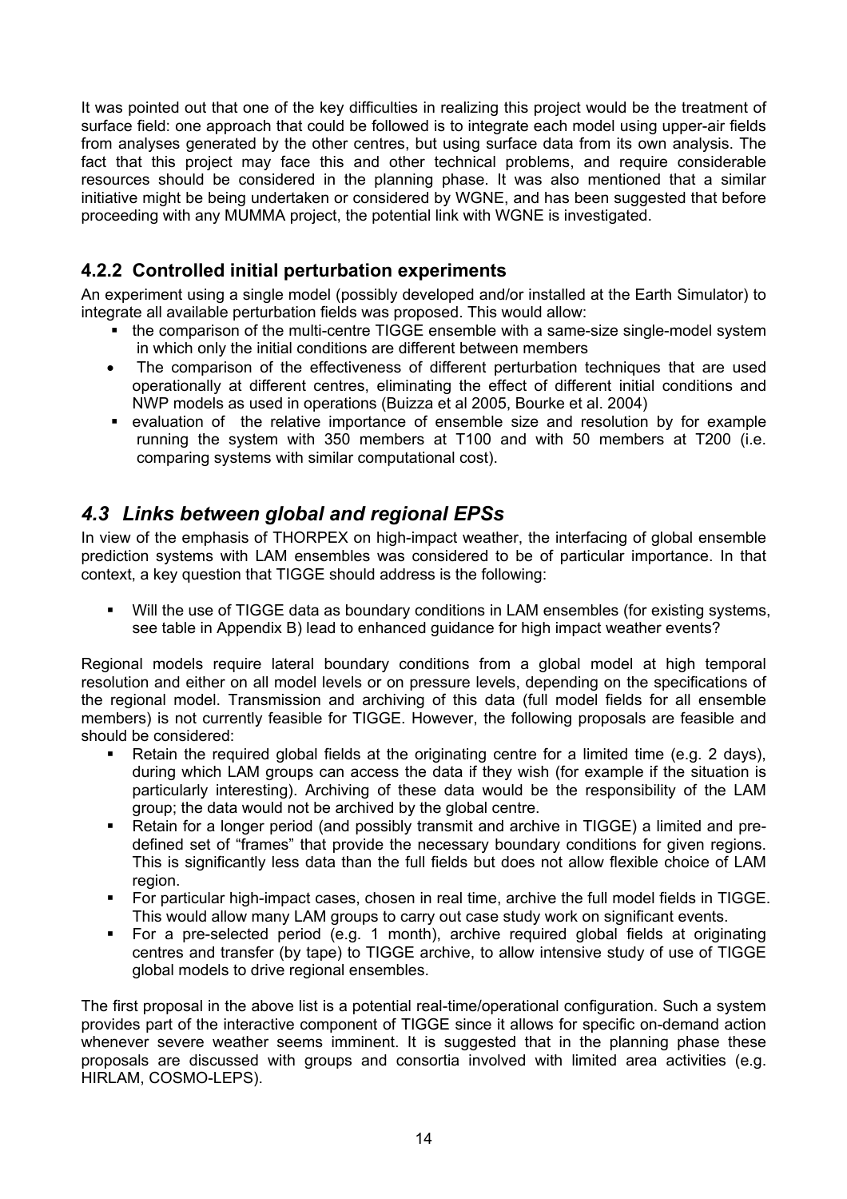It was pointed out that one of the key difficulties in realizing this project would be the treatment of surface field: one approach that could be followed is to integrate each model using upper-air fields from analyses generated by the other centres, but using surface data from its own analysis. The fact that this project may face this and other technical problems, and require considerable resources should be considered in the planning phase. It was also mentioned that a similar initiative might be being undertaken or considered by WGNE, and has been suggested that before proceeding with any MUMMA project, the potential link with WGNE is investigated.

### 4.2.2 Controlled initial perturbation experiments

An experiment using a single model (possibly developed and/or installed at the Earth Simulator) to integrate all available perturbation fields was proposed. This would allow:

- the comparison of the multi-centre TIGGE ensemble with a same-size single-model system in which only the initial conditions are different between members
- The comparison of the effectiveness of different perturbation techniques that are used operationally at different centres, eliminating the effect of different initial conditions and NWP models as used in operations (Buizza et al 2005, Bourke et al. 2004)
- evaluation of the relative importance of ensemble size and resolution by for example running the system with 350 members at T100 and with 50 members at T200 (i.e. comparing systems with similar computational cost).

## *4.3 Links between global and regional EPSs*

In view of the emphasis of THORPEX on high-impact weather, the interfacing of global ensemble prediction systems with LAM ensembles was considered to be of particular importance. In that context, a key question that TIGGE should address is the following:

- Will the use of TIGGE data as boundary conditions in LAM ensembles (for existing systems, see table in Appendix B) lead to enhanced guidance for high impact weather events?

Regional models require lateral boundary conditions from a global model at high temporal resolution and either on all model levels or on pressure levels, depending on the specifications of the regional model. Transmission and archiving of this data (full model fields for all ensemble members) is not currently feasible for TIGGE. However, the following proposals are feasible and should be considered:

- Retain the required global fields at the originating centre for a limited time (e.g. 2 days), during which LAM groups can access the data if they wish (for example if the situation is particularly interesting). Archiving of these data would be the responsibility of the LAM group; the data would not be archived by the global centre.
- Retain for a longer period (and possibly transmit and archive in TIGGE) a limited and pre-defined set of "frames" that provide the necessary boundary conditions for given regions. This is significantly less data than the full fields but does not allow flexible choice of LAM region.
- For particular high-impact cases, chosen in real time, archive the full model fields in TIGGE. This would allow many LAM groups to carry out case study work on significant events.
- For a pre-selected period (e.g. 1 month), archive required global fields at originating centres and transfer (by tape) to TIGGE archive, to allow intensive study of use of TIGGE global models to drive regional ensembles.

The first proposal in the above list is a potential real-time/operational configuration. Such a system provides part of the interactive component of TIGGE since it allows for specific on-demand action whenever severe weather seems imminent. It is suggested that in the planning phase these proposals are discussed with groups and consortia involved with limited area activities (e.g. HIRLAM, COSMO-LEPS).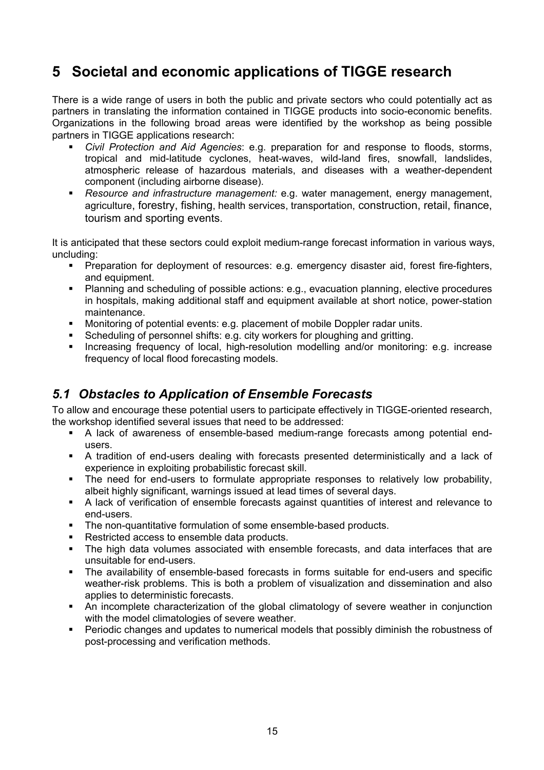# 5 Societal and economic applications of TIGGE research

There is a wide range of users in both the public and private sectors who could potentially act as partners in translating the information contained in TIGGE products into socio-economic benefits. Organizations in the following broad areas were identified by the workshop as being possible partners in TIGGE applications research:

- *Civil Protection and Aid Agencies*: e.g. preparation for and response to floods, storms, tropical and mid-latitude cyclones, heat-waves, wild-land fires, snowfall, landslides, atmospheric release of hazardous materials, and diseases with a weather-dependent component (including airborne disease).
- *Resource and infrastructure management:* e.g. water management, energy management, agriculture, forestry, fishing, health services, transportation, construction, retail, finance, tourism and sporting events.

It is anticipated that these sectors could exploit medium-range forecast information in various ways, uncluding:

- Preparation for deployment of resources: e.g. emergency disaster aid, forest fire-fighters, and equipment.
- Planning and scheduling of possible actions: e.g., evacuation planning, elective procedures in hospitals, making additional staff and equipment available at short notice, power-station maintenance.
- Monitoring of potential events: e.g. placement of mobile Doppler radar units.
- Scheduling of personnel shifts: e.g. city workers for ploughing and gritting.
- Increasing frequency of local, high-resolution modelling and/or monitoring: e.g. increase frequency of local flood forecasting models.

## *5.1 Obstacles to Application of Ensemble Forecasts*

To allow and encourage these potential users to participate effectively in TIGGE-oriented research, the workshop identified several issues that need to be addressed:

- A lack of awareness of ensemble-based medium-range forecasts among potential end-users.
- A tradition of end-users dealing with forecasts presented deterministically and a lack of experience in exploiting probabilistic forecast skill.
- The need for end-users to formulate appropriate responses to relatively low probability, albeit highly significant, warnings issued at lead times of several days.
- A lack of verification of ensemble forecasts against quantities of interest and relevance to end-users.
- The non-quantitative formulation of some ensemble-based products.
- Restricted access to ensemble data products.
- The high data volumes associated with ensemble forecasts, and data interfaces that are unsuitable for end-users.
- The availability of ensemble-based forecasts in forms suitable for end-users and specific weather-risk problems. This is both a problem of visualization and dissemination and also applies to deterministic forecasts.
- An incomplete characterization of the global climatology of severe weather in conjunction with the model climatologies of severe weather.
- Periodic changes and updates to numerical models that possibly diminish the robustness of post-processing and verification methods.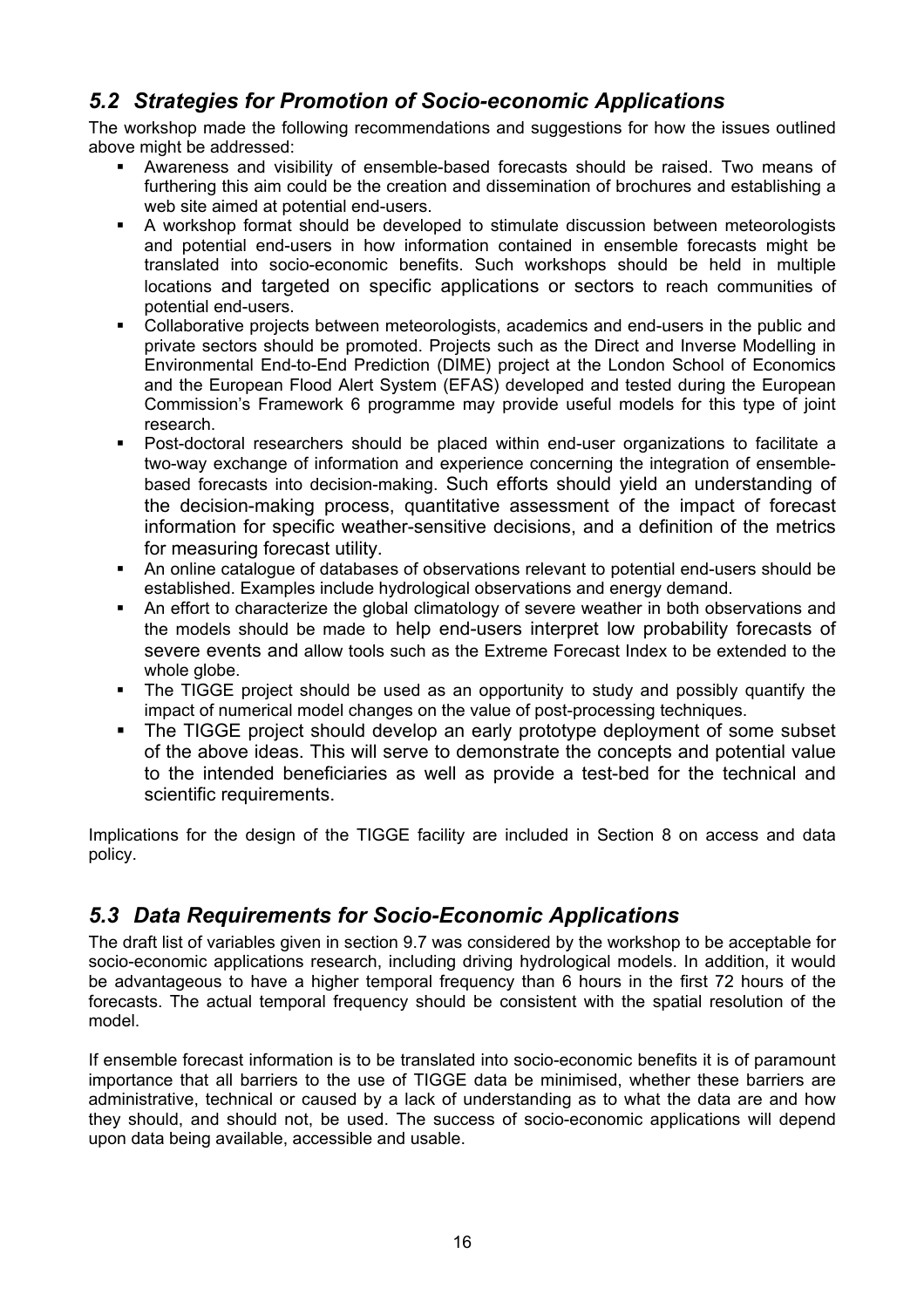## *5.2 Strategies for Promotion of Socio-economic Applications*

The workshop made the following recommendations and suggestions for how the issues outlined above might be addressed:

- Awareness and visibility of ensemble-based forecasts should be raised. Two means of furthering this aim could be the creation and dissemination of brochures and establishing a web site aimed at potential end-users.
- A workshop format should be developed to stimulate discussion between meteorologists and potential end-users in how information contained in ensemble forecasts might be translated into socio-economic benefits. Such workshops should be held in multiple locations and targeted on specific applications or sectors to reach communities of potential end-users.
- Collaborative projects between meteorologists, academics and end-users in the public and private sectors should be promoted. Projects such as the Direct and Inverse Modelling in Environmental End-to-End Prediction (DIME) project at the London School of Economics and the European Flood Alert System (EFAS) developed and tested during the European Commission's Framework 6 programme may provide useful models for this type of joint research.
- Post-doctoral researchers should be placed within end-user organizations to facilitate a two-way exchange of information and experience concerning the integration of ensemble-based forecasts into decision-making. Such efforts should yield an understanding of the decision-making process, quantitative assessment of the impact of forecast information for specific weather-sensitive decisions, and a definition of the metrics for measuring forecast utility.
- An online catalogue of databases of observations relevant to potential end-users should be established. Examples include hydrological observations and energy demand.
- An effort to characterize the global climatology of severe weather in both observations and the models should be made to help end-users interpret low probability forecasts of severe events and allow tools such as the Extreme Forecast Index to be extended to the whole globe.
- The TIGGE project should be used as an opportunity to study and possibly quantify the impact of numerical model changes on the value of post-processing techniques.
- The TIGGE project should develop an early prototype deployment of some subset of the above ideas. This will serve to demonstrate the concepts and potential value to the intended beneficiaries as well as provide a test-bed for the technical and scientific requirements.

Implications for the design of the TIGGE facility are included in Section 8 on access and data policy.

## *5.3 Data Requirements for Socio-Economic Applications*

The draft list of variables given in section 9.7 was considered by the workshop to be acceptable for socio-economic applications research, including driving hydrological models. In addition, it would be advantageous to have a higher temporal frequency than 6 hours in the first 72 hours of the forecasts. The actual temporal frequency should be consistent with the spatial resolution of the model.

If ensemble forecast information is to be translated into socio-economic benefits it is of paramount importance that all barriers to the use of TIGGE data be minimised, whether these barriers are administrative, technical or caused by a lack of understanding as to what the data are and how they should, and should not, be used. The success of socio-economic applications will depend upon data being available, accessible and usable.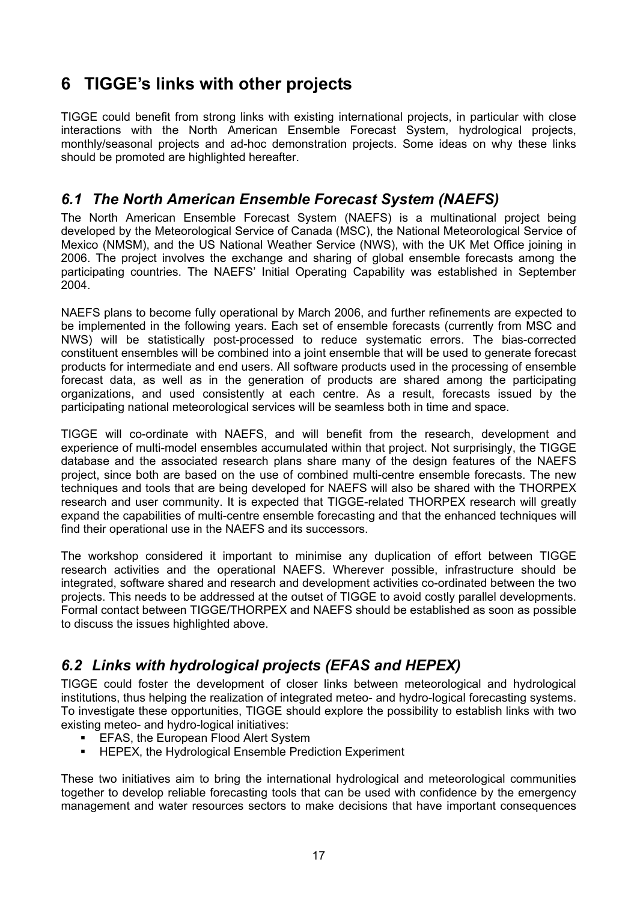# 6 TIGGE's links with other projects

TIGGE could benefit from strong links with existing international projects, in particular with close interactions with the North American Ensemble Forecast System, hydrological projects, monthly/seasonal projects and ad-hoc demonstration projects. Some ideas on why these links should be promoted are highlighted hereafter.

## *6.1 The North American Ensemble Forecast System (NAEFS)*

The North American Ensemble Forecast System (NAEFS) is a multinational project being developed by the Meteorological Service of Canada (MSC), the National Meteorological Service of Mexico (NMSM), and the US National Weather Service (NWS), with the UK Met Office joining in 2006. The project involves the exchange and sharing of global ensemble forecasts among the participating countries. The NAEFS' Initial Operating Capability was established in September 2004.

NAEFS plans to become fully operational by March 2006, and further refinements are expected to be implemented in the following years. Each set of ensemble forecasts (currently from MSC and NWS) will be statistically post-processed to reduce systematic errors. The bias-corrected constituent ensembles will be combined into a joint ensemble that will be used to generate forecast products for intermediate and end users. All software products used in the processing of ensemble forecast data, as well as in the generation of products are shared among the participating organizations, and used consistently at each centre. As a result, forecasts issued by the participating national meteorological services will be seamless both in time and space.

TIGGE will co-ordinate with NAEFS, and will benefit from the research, development and experience of multi-model ensembles accumulated within that project. Not surprisingly, the TIGGE database and the associated research plans share many of the design features of the NAEFS project, since both are based on the use of combined multi-centre ensemble forecasts. The new techniques and tools that are being developed for NAEFS will also be shared with the THORPEX research and user community. It is expected that TIGGE-related THORPEX research will greatly expand the capabilities of multi-centre ensemble forecasting and that the enhanced techniques will find their operational use in the NAEFS and its successors.

The workshop considered it important to minimise any duplication of effort between TIGGE research activities and the operational NAEFS. Wherever possible, infrastructure should be integrated, software shared and research and development activities co-ordinated between the two projects. This needs to be addressed at the outset of TIGGE to avoid costly parallel developments. Formal contact between TIGGE/THORPEX and NAEFS should be established as soon as possible to discuss the issues highlighted above.

## *6.2 Links with hydrological projects (EFAS and HEPEX)*

TIGGE could foster the development of closer links between meteorological and hydrological institutions, thus helping the realization of integrated meteo- and hydro-logical forecasting systems. To investigate these opportunities, TIGGE should explore the possibility to establish links with two existing meteo- and hydro-logical initiatives:

- EFAS, the European Flood Alert System
- HEPEX, the Hydrological Ensemble Prediction Experiment

These two initiatives aim to bring the international hydrological and meteorological communities together to develop reliable forecasting tools that can be used with confidence by the emergency management and water resources sectors to make decisions that have important consequences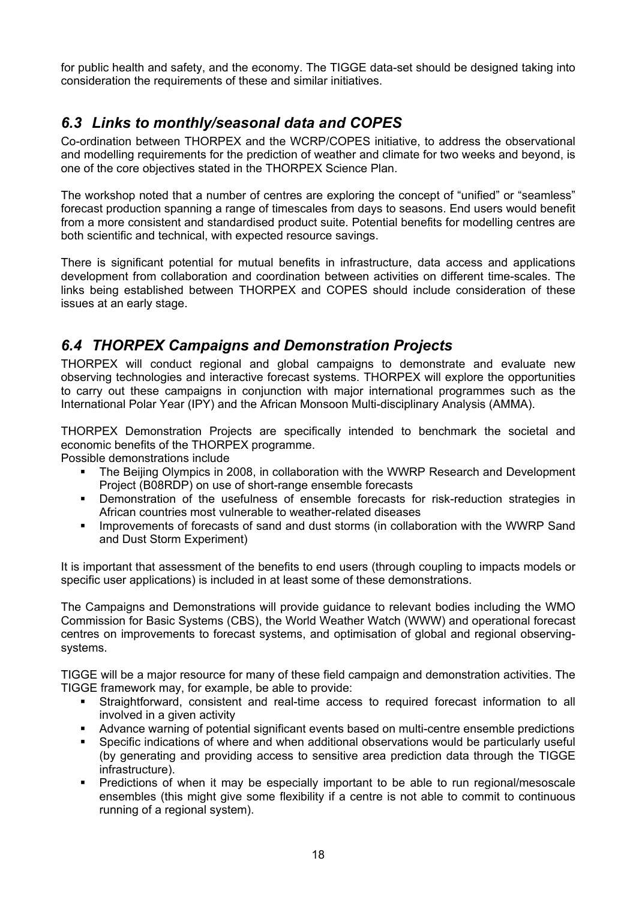for public health and safety, and the economy. The TIGGE data-set should be designed taking into consideration the requirements of these and similar initiatives.

## *6.3 Links to monthly/seasonal data and COPES*

Co-ordination between THORPEX and the WCRP/COPES initiative, to address the observational and modelling requirements for the prediction of weather and climate for two weeks and beyond, is one of the core objectives stated in the THORPEX Science Plan.

The workshop noted that a number of centres are exploring the concept of "unified" or "seamless" forecast production spanning a range of timescales from days to seasons. End users would benefit from a more consistent and standardised product suite. Potential benefits for modelling centres are both scientific and technical, with expected resource savings.

There is significant potential for mutual benefits in infrastructure, data access and applications development from collaboration and coordination between activities on different time-scales. The links being established between THORPEX and COPES should include consideration of these issues at an early stage.

## *6.4 THORPEX Campaigns and Demonstration Projects*

THORPEX will conduct regional and global campaigns to demonstrate and evaluate new observing technologies and interactive forecast systems. THORPEX will explore the opportunities to carry out these campaigns in conjunction with major international programmes such as the International Polar Year (IPY) and the African Monsoon Multi-disciplinary Analysis (AMMA).

THORPEX Demonstration Projects are specifically intended to benchmark the societal and economic benefits of the THORPEX programme.
Possible demonstrations include

- The Beijing Olympics in 2008, in collaboration with the WWRP Research and Development Project (B08RDP) on use of short-range ensemble forecasts
- Demonstration of the usefulness of ensemble forecasts for risk-reduction strategies in African countries most vulnerable to weather-related diseases
- Improvements of forecasts of sand and dust storms (in collaboration with the WWRP Sand and Dust Storm Experiment)

It is important that assessment of the benefits to end users (through coupling to impacts models or specific user applications) is included in at least some of these demonstrations.

The Campaigns and Demonstrations will provide guidance to relevant bodies including the WMO Commission for Basic Systems (CBS), the World Weather Watch (WWW) and operational forecast centres on improvements to forecast systems, and optimisation of global and regional observing-systems.

TIGGE will be a major resource for many of these field campaign and demonstration activities. The TIGGE framework may, for example, be able to provide:

- Straightforward, consistent and real-time access to required forecast information to all involved in a given activity
- Advance warning of potential significant events based on multi-centre ensemble predictions
- Specific indications of where and when additional observations would be particularly useful (by generating and providing access to sensitive area prediction data through the TIGGE infrastructure).
- Predictions of when it may be especially important to be able to run regional/mesoscale ensembles (this might give some flexibility if a centre is not able to commit to continuous running of a regional system).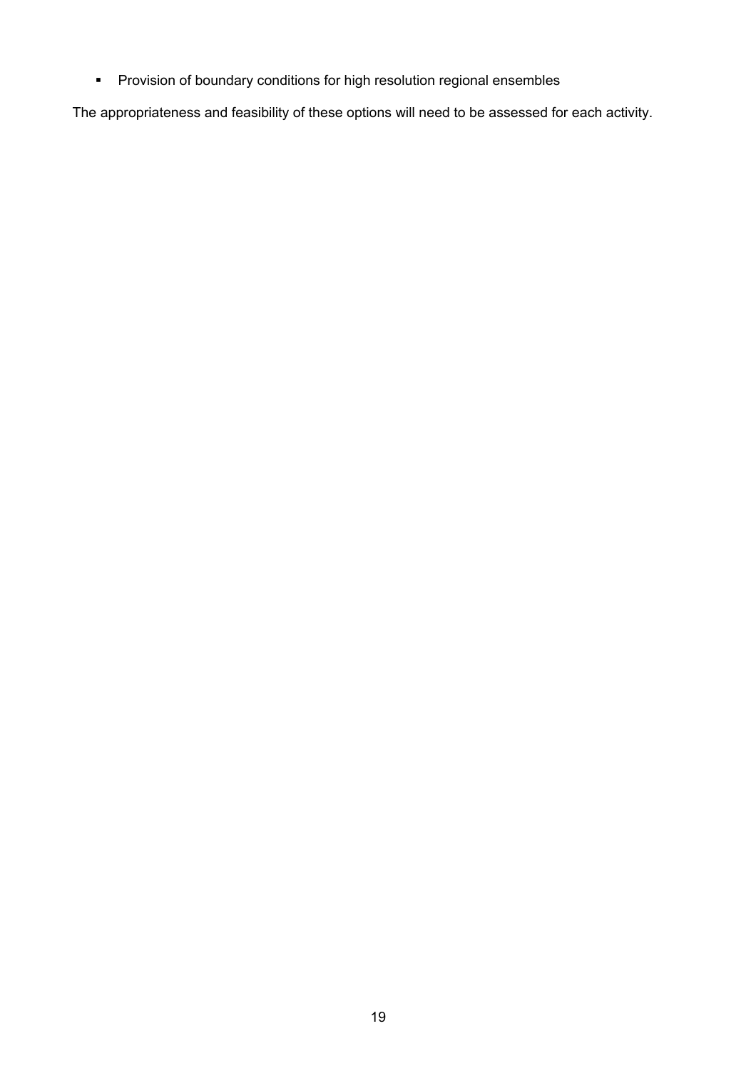- Provision of boundary conditions for high resolution regional ensembles

The appropriateness and feasibility of these options will need to be assessed for each activity.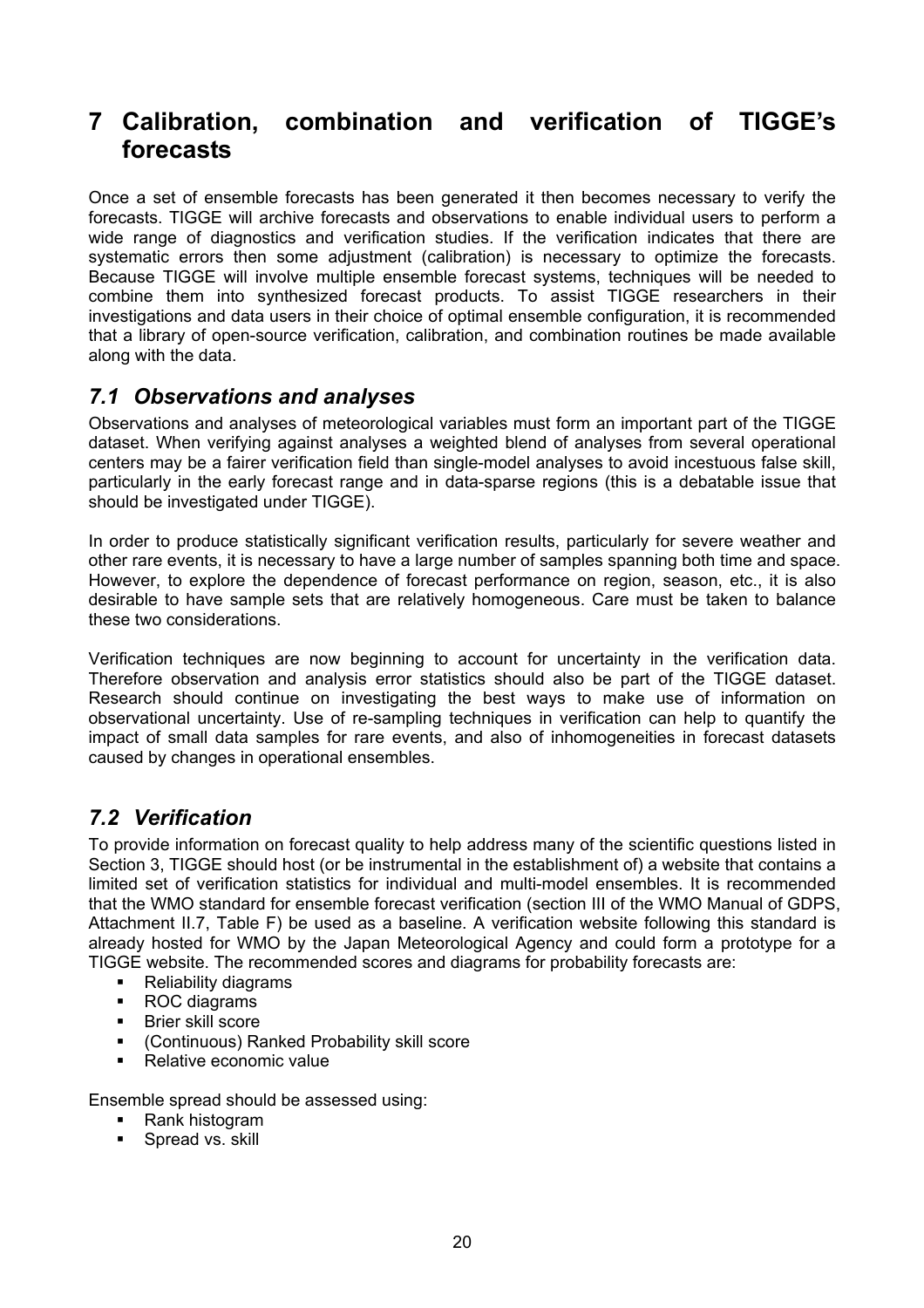# 7 Calibration, combination and verification of TIGGE's forecasts

Once a set of ensemble forecasts has been generated it then becomes necessary to verify the forecasts. TIGGE will archive forecasts and observations to enable individual users to perform a wide range of diagnostics and verification studies. If the verification indicates that there are systematic errors then some adjustment (calibration) is necessary to optimize the forecasts. Because TIGGE will involve multiple ensemble forecast systems, techniques will be needed to combine them into synthesized forecast products. To assist TIGGE researchers in their investigations and data users in their choice of optimal ensemble configuration, it is recommended that a library of open-source verification, calibration, and combination routines be made available along with the data.

## *7.1 Observations and analyses*

Observations and analyses of meteorological variables must form an important part of the TIGGE dataset. When verifying against analyses a weighted blend of analyses from several operational centers may be a fairer verification field than single-model analyses to avoid incestuous false skill, particularly in the early forecast range and in data-sparse regions (this is a debatable issue that should be investigated under TIGGE).

In order to produce statistically significant verification results, particularly for severe weather and other rare events, it is necessary to have a large number of samples spanning both time and space. However, to explore the dependence of forecast performance on region, season, etc., it is also desirable to have sample sets that are relatively homogeneous. Care must be taken to balance these two considerations.

Verification techniques are now beginning to account for uncertainty in the verification data. Therefore observation and analysis error statistics should also be part of the TIGGE dataset. Research should continue on investigating the best ways to make use of information on observational uncertainty. Use of re-sampling techniques in verification can help to quantify the impact of small data samples for rare events, and also of inhomogeneities in forecast datasets caused by changes in operational ensembles.

## *7.2 Verification*

To provide information on forecast quality to help address many of the scientific questions listed in Section 3, TIGGE should host (or be instrumental in the establishment of) a website that contains a limited set of verification statistics for individual and multi-model ensembles. It is recommended that the WMO standard for ensemble forecast verification (section III of the WMO Manual of GDPS, Attachment II.7, Table F) be used as a baseline. A verification website following this standard is already hosted for WMO by the Japan Meteorological Agency and could form a prototype for a TIGGE website. The recommended scores and diagrams for probability forecasts are:

- Reliability diagrams
- ROC diagrams
- Brier skill score
- (Continuous) Ranked Probability skill score
- Relative economic value

Ensemble spread should be assessed using:

- Rank histogram
- Spread vs. skill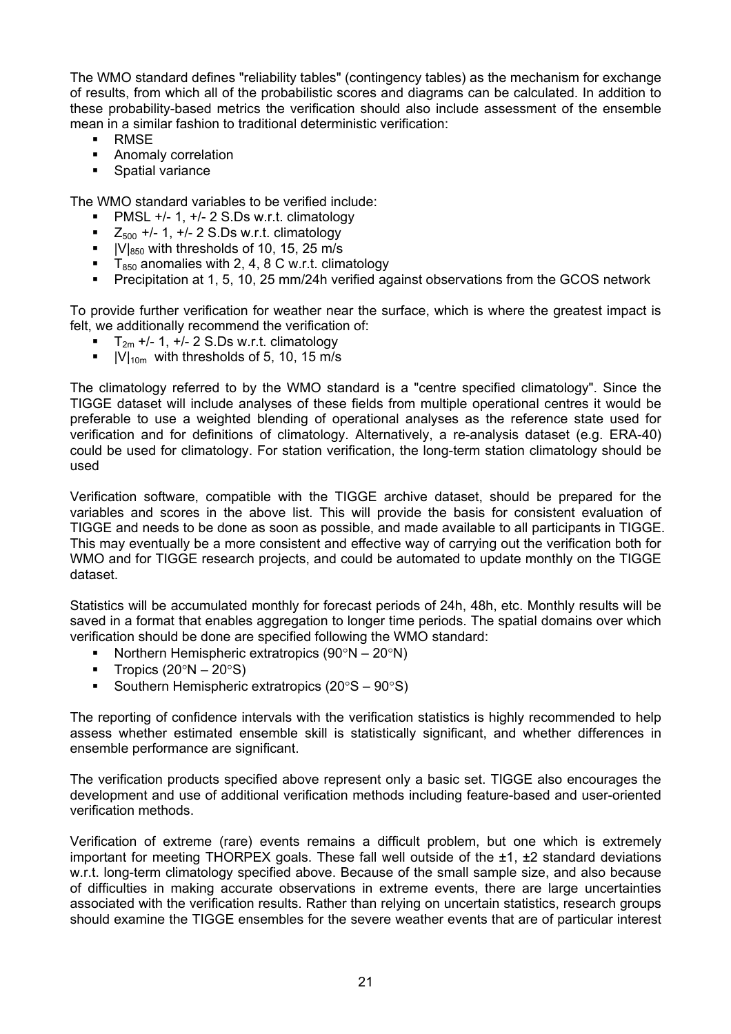The WMO standard defines "reliability tables" (contingency tables) as the mechanism for exchange of results, from which all of the probabilistic scores and diagrams can be calculated. In addition to these probability-based metrics the verification should also include assessment of the ensemble mean in a similar fashion to traditional deterministic verification:

- RMSE
- Anomaly correlation
- Spatial variance

The WMO standard variables to be verified include:

- PMSL +/- 1, +/- 2 S.Ds w.r.t. climatology
- $Z_{500}$ +/- 1, +/- 2 S.Ds w.r.t. climatology
- $|V|_{850}$ with thresholds of 10, 15, 25 m/s
- $T_{850}$ anomalies with 2, 4, 8 C w.r.t. climatology
- Precipitation at 1, 5, 10, 25 mm/24h verified against observations from the GCOS network

To provide further verification for weather near the surface, which is where the greatest impact is felt, we additionally recommend the verification of:

- $T_{2m}$ +/- 1, +/- 2 S.Ds w.r.t. climatology
- $|V|_{10m}$ with thresholds of 5, 10, 15 m/s

The climatology referred to by the WMO standard is a "centre specified climatology". Since the TIGGE dataset will include analyses of these fields from multiple operational centres it would be preferable to use a weighted blending of operational analyses as the reference state used for verification and for definitions of climatology. Alternatively, a re-analysis dataset (e.g. ERA-40) could be used for climatology. For station verification, the long-term station climatology should be used

Verification software, compatible with the TIGGE archive dataset, should be prepared for the variables and scores in the above list. This will provide the basis for consistent evaluation of TIGGE and needs to be done as soon as possible, and made available to all participants in TIGGE. This may eventually be a more consistent and effective way of carrying out the verification both for WMO and for TIGGE research projects, and could be automated to update monthly on the TIGGE dataset.

Statistics will be accumulated monthly for forecast periods of 24h, 48h, etc. Monthly results will be saved in a format that enables aggregation to longer time periods. The spatial domains over which verification should be done are specified following the WMO standard:

- Northern Hemispheric extratropics (90°N – 20°N)
- Tropics (20°N – 20°S)
- Southern Hemispheric extratropics (20°S – 90°S)

The reporting of confidence intervals with the verification statistics is highly recommended to help assess whether estimated ensemble skill is statistically significant, and whether differences in ensemble performance are significant.

The verification products specified above represent only a basic set. TIGGE also encourages the development and use of additional verification methods including feature-based and user-oriented verification methods.

Verification of extreme (rare) events remains a difficult problem, but one which is extremely important for meeting THORPEX goals. These fall well outside of the ±1, ±2 standard deviations w.r.t. long-term climatology specified above. Because of the small sample size, and also because of difficulties in making accurate observations in extreme events, there are large uncertainties associated with the verification results. Rather than relying on uncertain statistics, research groups should examine the TIGGE ensembles for the severe weather events that are of particular interest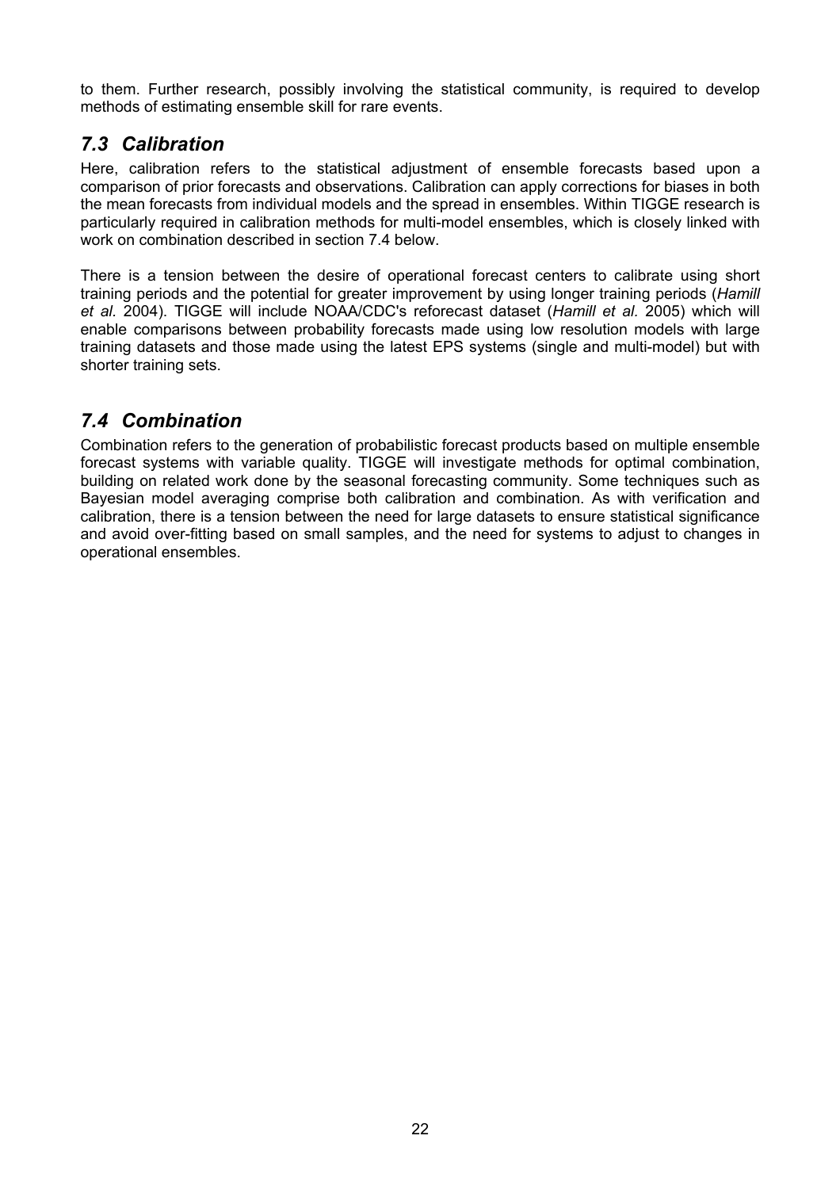to them. Further research, possibly involving the statistical community, is required to develop methods of estimating ensemble skill for rare events.

## *7.3 Calibration*

Here, calibration refers to the statistical adjustment of ensemble forecasts based upon a comparison of prior forecasts and observations. Calibration can apply corrections for biases in both the mean forecasts from individual models and the spread in ensembles. Within TIGGE research is particularly required in calibration methods for multi-model ensembles, which is closely linked with work on combination described in section 7.4 below.

There is a tension between the desire of operational forecast centers to calibrate using short training periods and the potential for greater improvement by using longer training periods (*Hamill et al.* 2004). TIGGE will include NOAA/CDC's reforecast dataset (*Hamill et al.* 2005) which will enable comparisons between probability forecasts made using low resolution models with large training datasets and those made using the latest EPS systems (single and multi-model) but with shorter training sets.

## *7.4 Combination*

Combination refers to the generation of probabilistic forecast products based on multiple ensemble forecast systems with variable quality. TIGGE will investigate methods for optimal combination, building on related work done by the seasonal forecasting community. Some techniques such as Bayesian model averaging comprise both calibration and combination. As with verification and calibration, there is a tension between the need for large datasets to ensure statistical significance and avoid over-fitting based on small samples, and the need for systems to adjust to changes in operational ensembles.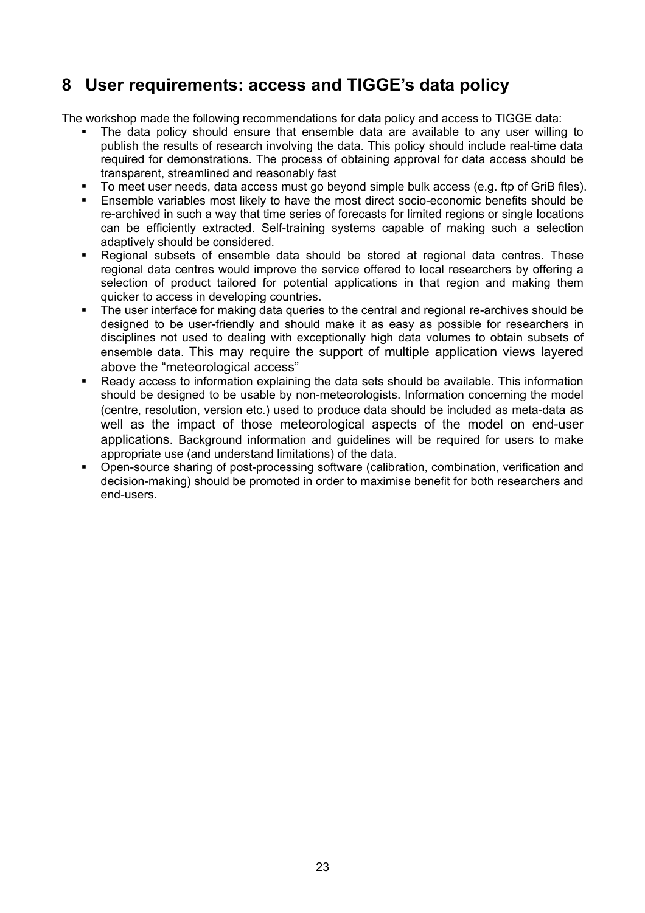# 8 User requirements: access and TIGGE's data policy

The workshop made the following recommendations for data policy and access to TIGGE data:

- The data policy should ensure that ensemble data are available to any user willing to publish the results of research involving the data. This policy should include real-time data required for demonstrations. The process of obtaining approval for data access should be transparent, streamlined and reasonably fast
- To meet user needs, data access must go beyond simple bulk access (e.g. ftp of GriB files).
- Ensemble variables most likely to have the most direct socio-economic benefits should be re-archived in such a way that time series of forecasts for limited regions or single locations can be efficiently extracted. Self-training systems capable of making such a selection adaptively should be considered.
- Regional subsets of ensemble data should be stored at regional data centres. These regional data centres would improve the service offered to local researchers by offering a selection of product tailored for potential applications in that region and making them quicker to access in developing countries.
- The user interface for making data queries to the central and regional re-archives should be designed to be user-friendly and should make it as easy as possible for researchers in disciplines not used to dealing with exceptionally high data volumes to obtain subsets of ensemble data. This may require the support of multiple application views layered above the "meteorological access"
- Ready access to information explaining the data sets should be available. This information should be designed to be usable by non-meteorologists. Information concerning the model (centre, resolution, version etc.) used to produce data should be included as meta-data as well as the impact of those meteorological aspects of the model on end-user applications. Background information and guidelines will be required for users to make appropriate use (and understand limitations) of the data.
- Open-source sharing of post-processing software (calibration, combination, verification and decision-making) should be promoted in order to maximise benefit for both researchers and end-users.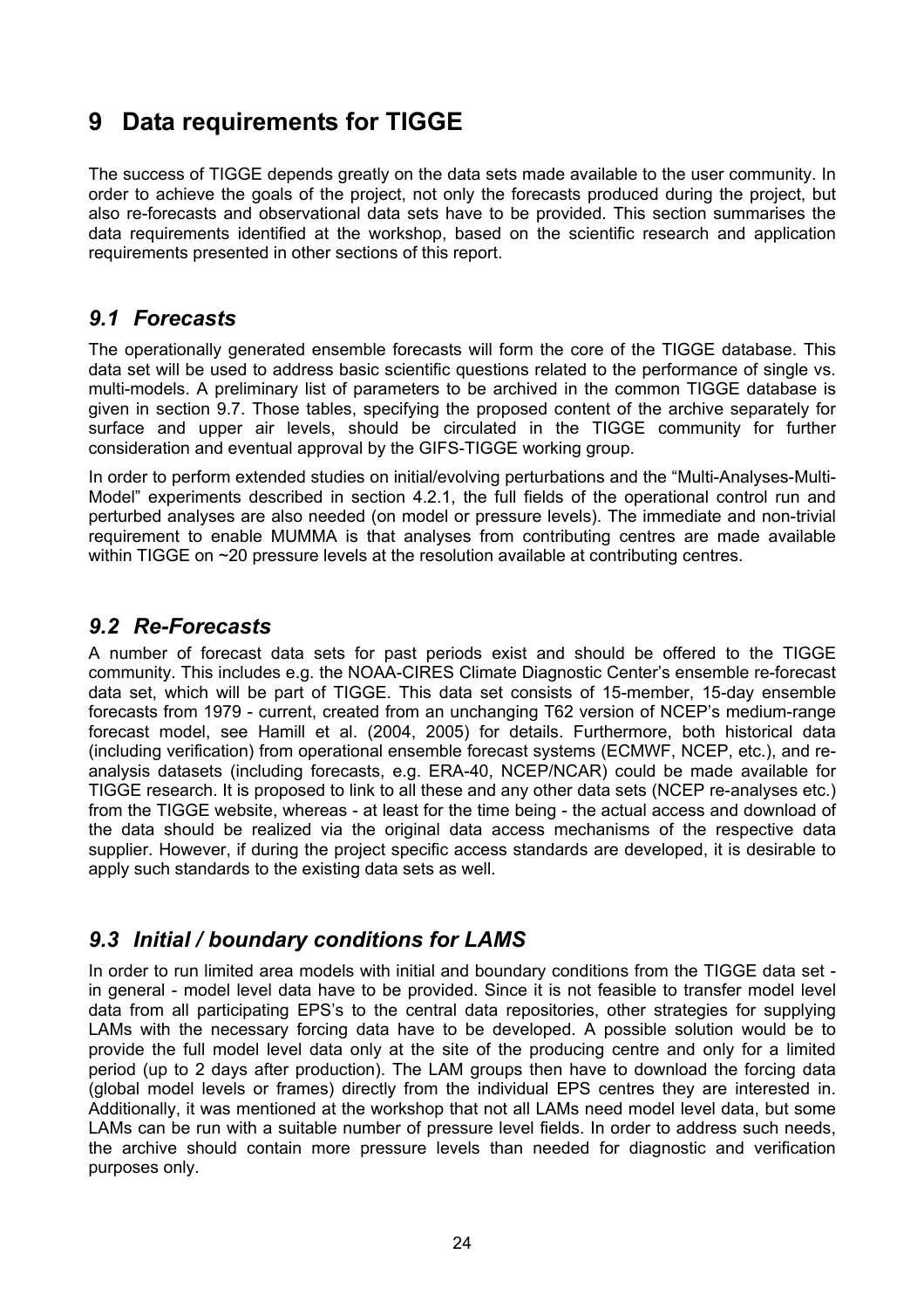# 9 Data requirements for TIGGE

The success of TIGGE depends greatly on the data sets made available to the user community. In order to achieve the goals of the project, not only the forecasts produced during the project, but also re-forecasts and observational data sets have to be provided. This section summarises the data requirements identified at the workshop, based on the scientific research and application requirements presented in other sections of this report.

## *9.1 Forecasts*

The operationally generated ensemble forecasts will form the core of the TIGGE database. This data set will be used to address basic scientific questions related to the performance of single vs. multi-models. A preliminary list of parameters to be archived in the common TIGGE database is given in section 9.7. Those tables, specifying the proposed content of the archive separately for surface and upper air levels, should be circulated in the TIGGE community for further consideration and eventual approval by the GIFS-TIGGE working group.

In order to perform extended studies on initial/evolving perturbations and the "Multi-Analyses-Multi-Model" experiments described in section 4.2.1, the full fields of the operational control run and perturbed analyses are also needed (on model or pressure levels). The immediate and non-trivial requirement to enable MUMMA is that analyses from contributing centres are made available within TIGGE on ~20 pressure levels at the resolution available at contributing centres.

## *9.2 Re-Forecasts*

A number of forecast data sets for past periods exist and should be offered to the TIGGE community. This includes e.g. the NOAA-CIRES Climate Diagnostic Center's ensemble re-forecast data set, which will be part of TIGGE. This data set consists of 15-member, 15-day ensemble forecasts from 1979 - current, created from an unchanging T62 version of NCEP's medium-range forecast model, see Hamill et al. (2004, 2005) for details. Furthermore, both historical data (including verification) from operational ensemble forecast systems (ECMWF, NCEP, etc.), and re-analysis datasets (including forecasts, e.g. ERA-40, NCEP/NCAR) could be made available for TIGGE research. It is proposed to link to all these and any other data sets (NCEP re-analyses etc.) from the TIGGE website, whereas - at least for the time being - the actual access and download of the data should be realized via the original data access mechanisms of the respective data supplier. However, if during the project specific access standards are developed, it is desirable to apply such standards to the existing data sets as well.

## *9.3 Initial / boundary conditions for LAMS*

In order to run limited area models with initial and boundary conditions from the TIGGE data set - in general - model level data have to be provided. Since it is not feasible to transfer model level data from all participating EPS's to the central data repositories, other strategies for supplying LAMs with the necessary forcing data have to be developed. A possible solution would be to provide the full model level data only at the site of the producing centre and only for a limited period (up to 2 days after production). The LAM groups then have to download the forcing data (global model levels or frames) directly from the individual EPS centres they are interested in. Additionally, it was mentioned at the workshop that not all LAMs need model level data, but some LAMs can be run with a suitable number of pressure level fields. In order to address such needs, the archive should contain more pressure levels than needed for diagnostic and verification purposes only.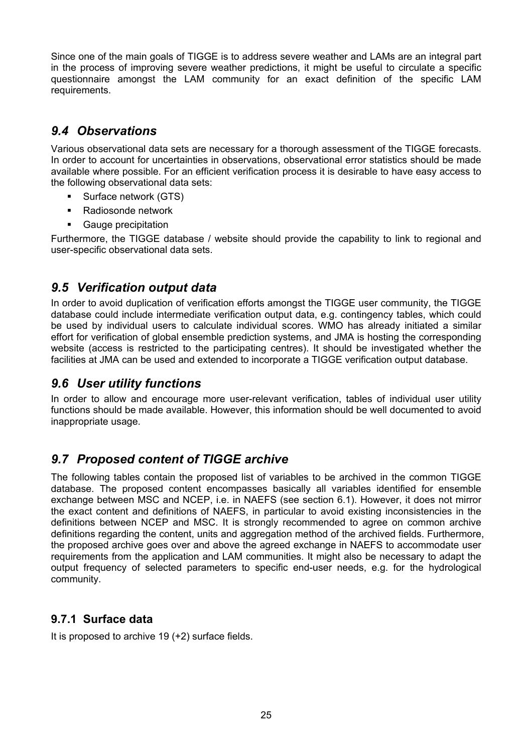Since one of the main goals of TIGGE is to address severe weather and LAMs are an integral part in the process of improving severe weather predictions, it might be useful to circulate a specific questionnaire amongst the LAM community for an exact definition of the specific LAM requirements.

## *9.4 Observations*

Various observational data sets are necessary for a thorough assessment of the TIGGE forecasts. In order to account for uncertainties in observations, observational error statistics should be made available where possible. For an efficient verification process it is desirable to have easy access to the following observational data sets:

- Surface network (GTS)
- Radiosonde network
- Gauge precipitation

Furthermore, the TIGGE database / website should provide the capability to link to regional and user-specific observational data sets.

## *9.5 Verification output data*

In order to avoid duplication of verification efforts amongst the TIGGE user community, the TIGGE database could include intermediate verification output data, e.g. contingency tables, which could be used by individual users to calculate individual scores. WMO has already initiated a similar effort for verification of global ensemble prediction systems, and JMA is hosting the corresponding website (access is restricted to the participating centres). It should be investigated whether the facilities at JMA can be used and extended to incorporate a TIGGE verification output database.

## *9.6 User utility functions*

In order to allow and encourage more user-relevant verification, tables of individual user utility functions should be made available. However, this information should be well documented to avoid inappropriate usage.

## *9.7 Proposed content of TIGGE archive*

The following tables contain the proposed list of variables to be archived in the common TIGGE database. The proposed content encompasses basically all variables identified for ensemble exchange between MSC and NCEP, i.e. in NAEFS (see section 6.1). However, it does not mirror the exact content and definitions of NAEFS, in particular to avoid existing inconsistencies in the definitions between NCEP and MSC. It is strongly recommended to agree on common archive definitions regarding the content, units and aggregation method of the archived fields. Furthermore, the proposed archive goes over and above the agreed exchange in NAEFS to accommodate user requirements from the application and LAM communities. It might also be necessary to adapt the output frequency of selected parameters to specific end-user needs, e.g. for the hydrological community.

### 9.7.1 Surface data

It is proposed to archive 19 (+2) surface fields.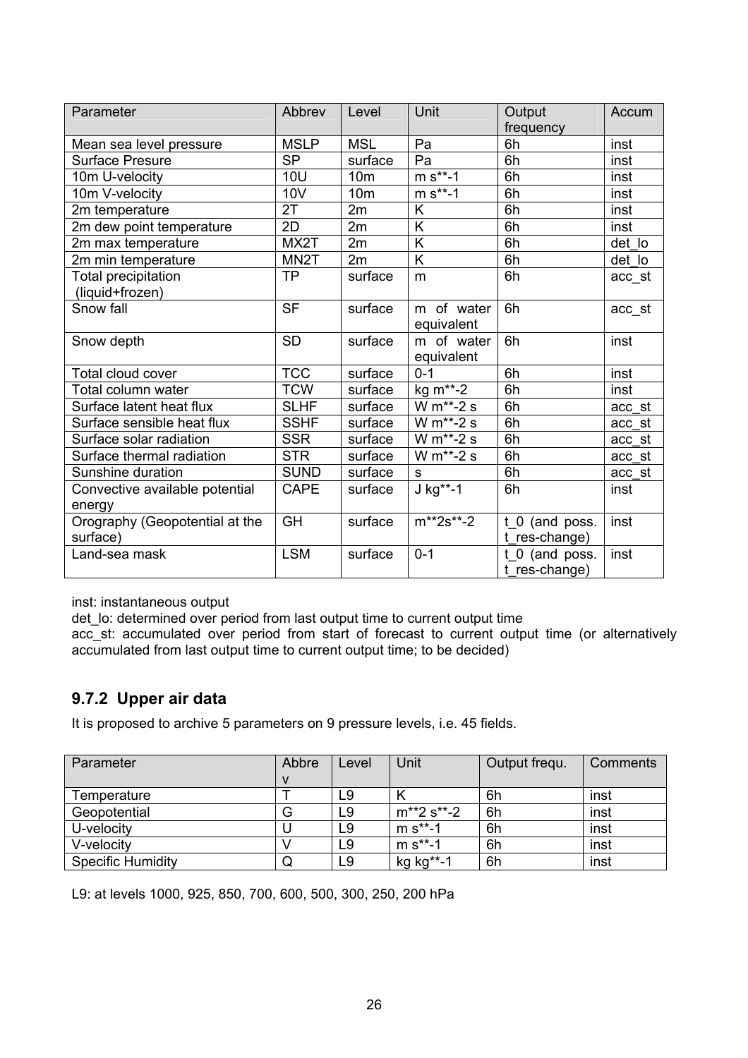| Parameter | Abbrev | Level | Unit | Output frequency | Accum |
|---|---|---|---|---|---|
| Mean sea level pressure | MSLP | MSL | Pa | 6h | inst |
| Surface Presure | SP | surface | Pa | 6h | inst |
| 10m U-velocity | 10U | 10m | m s**-1 | 6h | inst |
| 10m V-velocity | 10V | 10m | m s**-1 | 6h | inst |
| 2m temperature | 2T | 2m | K | 6h | inst |
| 2m dew point temperature | 2D | 2m | K | 6h | inst |
| 2m max temperature | MX2T | 2m | K | 6h | det_lo |
| 2m min temperature | MN2T | 2m | K | 6h | det_lo |
| Total precipitation (liquid+frozen) | TP | surface | m | 6h | acc_st |
| Snow fall | SF | surface | m of water equivalent | 6h | acc_st |
| Snow depth | SD | surface | m of water equivalent | 6h | inst |
| Total cloud cover | TCC | surface | 0-1 | 6h | inst |
| Total column water | TCW | surface | kg m**-2 | 6h | inst |
| Surface latent heat flux | SLHF | surface | W m**-2 s | 6h | acc_st |
| Surface sensible heat flux | SSHF | surface | W m**-2 s | 6h | acc_st |
| Surface solar radiation | SSR | surface | W m**-2 s | 6h | acc_st |
| Surface thermal radiation | STR | surface | W m**-2 s | 6h | acc_st |
| Sunshine duration | SUND | surface | s | 6h | acc_st |
| Convective available potential energy | CAPE | surface | J kg**-1 | 6h | inst |
| Orography (Geopotential at the surface) | GH | surface | m**2s**-2 | t_0 (and poss. t_res-change) | inst |
| Land-sea mask | LSM | surface | 0-1 | t_0 (and poss. t_res-change) | inst |

inst: instantaneous output
det_lo: determined over period from last output time to current output time
acc_st: accumulated over period from start of forecast to current output time (or alternatively accumulated from last output time to current output time; to be decided)

### 9.7.2 Upper air data

It is proposed to archive 5 parameters on 9 pressure levels, i.e. 45 fields.

| Parameter | Abbrev | Level | Unit | Output frequ. | Comments |
|---|---|---|---|---|---|
| Temperature | T | L9 | K | 6h | inst |
| Geopotential | G | L9 | m**2 s**-2 | 6h | inst |
| U-velocity | U | L9 | m s**-1 | 6h | inst |
| V-velocity | V | L9 | m s**-1 | 6h | inst |
| Specific Humidity | Q | L9 | kg kg**-1 | 6h | inst |

L9: at levels 1000, 925, 850, 700, 600, 500, 300, 250, 200 hPa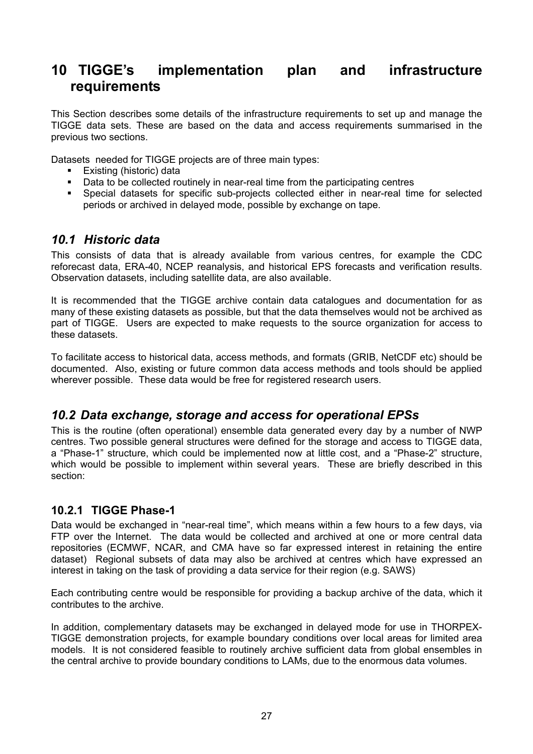# 10 TIGGE's implementation plan and infrastructure requirements

This Section describes some details of the infrastructure requirements to set up and manage the TIGGE data sets. These are based on the data and access requirements summarised in the previous two sections.

Datasets needed for TIGGE projects are of three main types:

- Existing (historic) data
- Data to be collected routinely in near-real time from the participating centres
- Special datasets for specific sub-projects collected either in near-real time for selected periods or archived in delayed mode, possible by exchange on tape.

## *10.1 Historic data*

This consists of data that is already available from various centres, for example the CDC reforecast data, ERA-40, NCEP reanalysis, and historical EPS forecasts and verification results. Observation datasets, including satellite data, are also available.

It is recommended that the TIGGE archive contain data catalogues and documentation for as many of these existing datasets as possible, but that the data themselves would not be archived as part of TIGGE. Users are expected to make requests to the source organization for access to these datasets.

To facilitate access to historical data, access methods, and formats (GRIB, NetCDF etc) should be documented. Also, existing or future common data access methods and tools should be applied wherever possible. These data would be free for registered research users.

## *10.2 Data exchange, storage and access for operational EPSs*

This is the routine (often operational) ensemble data generated every day by a number of NWP centres. Two possible general structures were defined for the storage and access to TIGGE data, a "Phase-1" structure, which could be implemented now at little cost, and a "Phase-2" structure, which would be possible to implement within several years. These are briefly described in this section:

### 10.2.1 TIGGE Phase-1

Data would be exchanged in "near-real time", which means within a few hours to a few days, via FTP over the Internet. The data would be collected and archived at one or more central data repositories (ECMWF, NCAR, and CMA have so far expressed interest in retaining the entire dataset) Regional subsets of data may also be archived at centres which have expressed an interest in taking on the task of providing a data service for their region (e.g. SAWS)

Each contributing centre would be responsible for providing a backup archive of the data, which it contributes to the archive.

In addition, complementary datasets may be exchanged in delayed mode for use in THORPEX-TIGGE demonstration projects, for example boundary conditions over local areas for limited area models. It is not considered feasible to routinely archive sufficient data from global ensembles in the central archive to provide boundary conditions to LAMs, due to the enormous data volumes.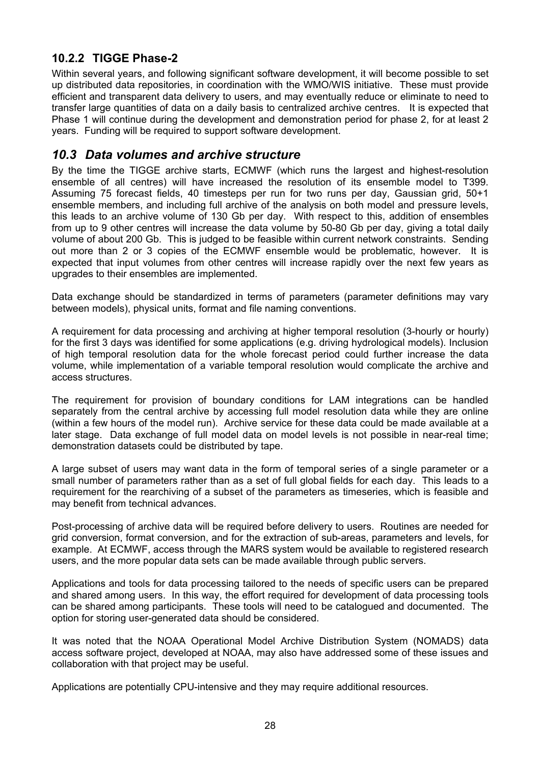### 10.2.2 TIGGE Phase-2

Within several years, and following significant software development, it will become possible to set up distributed data repositories, in coordination with the WMO/WIS initiative. These must provide efficient and transparent data delivery to users, and may eventually reduce or eliminate to need to transfer large quantities of data on a daily basis to centralized archive centres. It is expected that Phase 1 will continue during the development and demonstration period for phase 2, for at least 2 years. Funding will be required to support software development.

## *10.3 Data volumes and archive structure*

By the time the TIGGE archive starts, ECMWF (which runs the largest and highest-resolution ensemble of all centres) will have increased the resolution of its ensemble model to T399. Assuming 75 forecast fields, 40 timesteps per run for two runs per day, Gaussian grid, 50+1 ensemble members, and including full archive of the analysis on both model and pressure levels, this leads to an archive volume of 130 Gb per day. With respect to this, addition of ensembles from up to 9 other centres will increase the data volume by 50-80 Gb per day, giving a total daily volume of about 200 Gb. This is judged to be feasible within current network constraints. Sending out more than 2 or 3 copies of the ECMWF ensemble would be problematic, however. It is expected that input volumes from other centres will increase rapidly over the next few years as upgrades to their ensembles are implemented.

Data exchange should be standardized in terms of parameters (parameter definitions may vary between models), physical units, format and file naming conventions.

A requirement for data processing and archiving at higher temporal resolution (3-hourly or hourly) for the first 3 days was identified for some applications (e.g. driving hydrological models). Inclusion of high temporal resolution data for the whole forecast period could further increase the data volume, while implementation of a variable temporal resolution would complicate the archive and access structures.

The requirement for provision of boundary conditions for LAM integrations can be handled separately from the central archive by accessing full model resolution data while they are online (within a few hours of the model run). Archive service for these data could be made available at a later stage. Data exchange of full model data on model levels is not possible in near-real time; demonstration datasets could be distributed by tape.

A large subset of users may want data in the form of temporal series of a single parameter or a small number of parameters rather than as a set of full global fields for each day. This leads to a requirement for the rearchiving of a subset of the parameters as timeseries, which is feasible and may benefit from technical advances.

Post-processing of archive data will be required before delivery to users. Routines are needed for grid conversion, format conversion, and for the extraction of sub-areas, parameters and levels, for example. At ECMWF, access through the MARS system would be available to registered research users, and the more popular data sets can be made available through public servers.

Applications and tools for data processing tailored to the needs of specific users can be prepared and shared among users. In this way, the effort required for development of data processing tools can be shared among participants. These tools will need to be catalogued and documented. The option for storing user-generated data should be considered.

It was noted that the NOAA Operational Model Archive Distribution System (NOMADS) data access software project, developed at NOAA, may also have addressed some of these issues and collaboration with that project may be useful.

Applications are potentially CPU-intensive and they may require additional resources.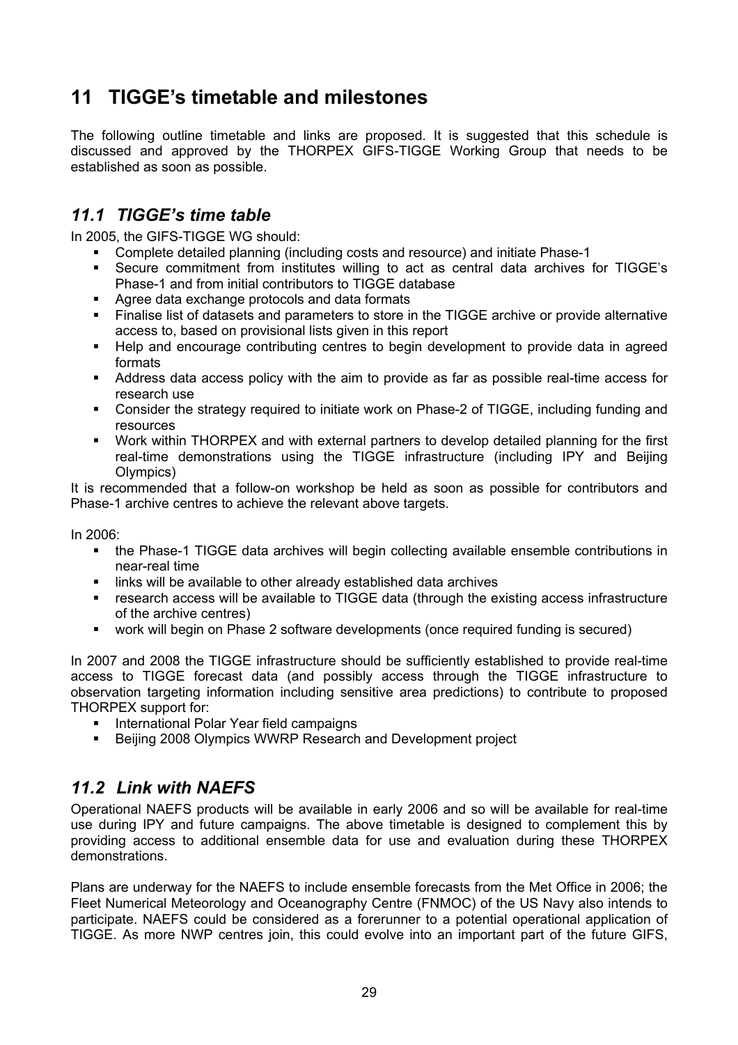# 11 TIGGE's timetable and milestones

The following outline timetable and links are proposed. It is suggested that this schedule is discussed and approved by the THORPEX GIFS-TIGGE Working Group that needs to be established as soon as possible.

## *11.1 TIGGE's time table*

In 2005, the GIFS-TIGGE WG should:

- Complete detailed planning (including costs and resource) and initiate Phase-1
- Secure commitment from institutes willing to act as central data archives for TIGGE's Phase-1 and from initial contributors to TIGGE database
- Agree data exchange protocols and data formats
- Finalise list of datasets and parameters to store in the TIGGE archive or provide alternative access to, based on provisional lists given in this report
- Help and encourage contributing centres to begin development to provide data in agreed formats
- Address data access policy with the aim to provide as far as possible real-time access for research use
- Consider the strategy required to initiate work on Phase-2 of TIGGE, including funding and resources
- Work within THORPEX and with external partners to develop detailed planning for the first real-time demonstrations using the TIGGE infrastructure (including IPY and Beijing Olympics)

It is recommended that a follow-on workshop be held as soon as possible for contributors and Phase-1 archive centres to achieve the relevant above targets.

In 2006:

- the Phase-1 TIGGE data archives will begin collecting available ensemble contributions in near-real time
- links will be available to other already established data archives
- research access will be available to TIGGE data (through the existing access infrastructure of the archive centres)
- work will begin on Phase 2 software developments (once required funding is secured)

In 2007 and 2008 the TIGGE infrastructure should be sufficiently established to provide real-time access to TIGGE forecast data (and possibly access through the TIGGE infrastructure to observation targeting information including sensitive area predictions) to contribute to proposed THORPEX support for:

- International Polar Year field campaigns
- Beijing 2008 Olympics WWRP Research and Development project

## *11.2 Link with NAEFS*

Operational NAEFS products will be available in early 2006 and so will be available for real-time use during IPY and future campaigns. The above timetable is designed to complement this by providing access to additional ensemble data for use and evaluation during these THORPEX demonstrations.

Plans are underway for the NAEFS to include ensemble forecasts from the Met Office in 2006; the Fleet Numerical Meteorology and Oceanography Centre (FNMOC) of the US Navy also intends to participate. NAEFS could be considered as a forerunner to a potential operational application of TIGGE. As more NWP centres join, this could evolve into an important part of the future GIFS,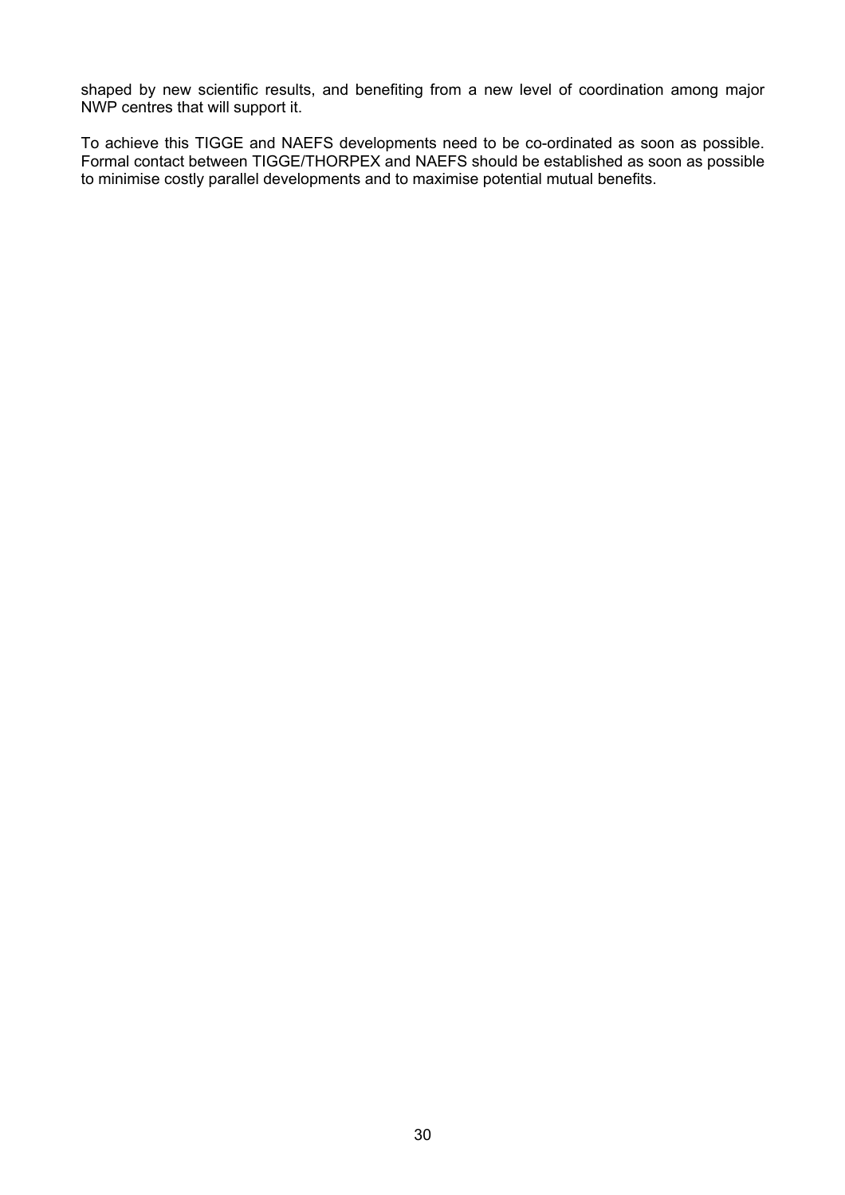shaped by new scientific results, and benefiting from a new level of coordination among major NWP centres that will support it.

To achieve this TIGGE and NAEFS developments need to be co-ordinated as soon as possible. Formal contact between TIGGE/THORPEX and NAEFS should be established as soon as possible to minimise costly parallel developments and to maximise potential mutual benefits.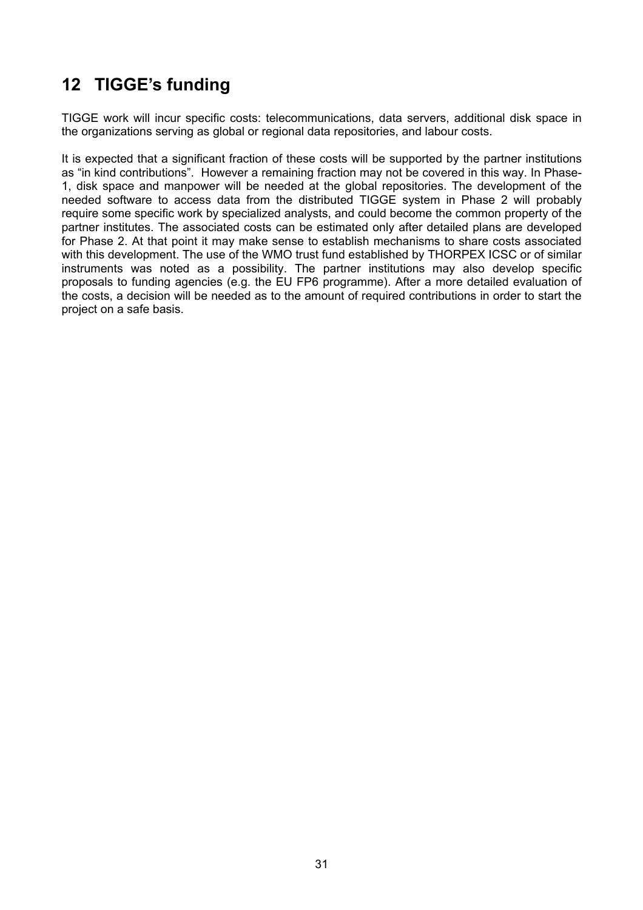# 12 TIGGE's funding

TIGGE work will incur specific costs: telecommunications, data servers, additional disk space in the organizations serving as global or regional data repositories, and labour costs.

It is expected that a significant fraction of these costs will be supported by the partner institutions as "in kind contributions". However a remaining fraction may not be covered in this way. In Phase-1, disk space and manpower will be needed at the global repositories. The development of the needed software to access data from the distributed TIGGE system in Phase 2 will probably require some specific work by specialized analysts, and could become the common property of the partner institutes. The associated costs can be estimated only after detailed plans are developed for Phase 2. At that point it may make sense to establish mechanisms to share costs associated with this development. The use of the WMO trust fund established by THORPEX ICSC or of similar instruments was noted as a possibility. The partner institutions may also develop specific proposals to funding agencies (e.g. the EU FP6 programme). After a more detailed evaluation of the costs, a decision will be needed as to the amount of required contributions in order to start the project on a safe basis.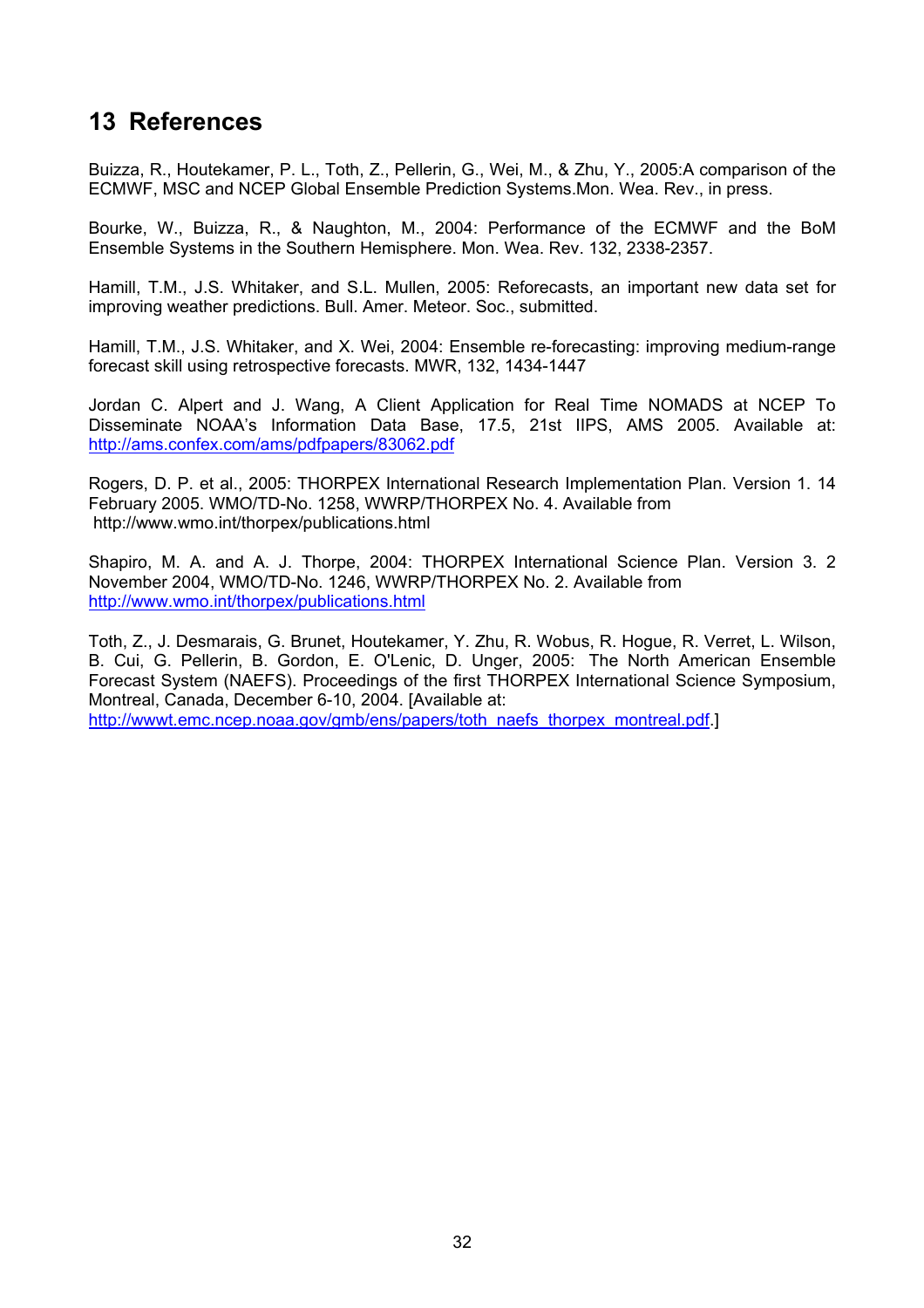# 13 References

Buizza, R., Houtekamer, P. L., Toth, Z., Pellerin, G., Wei, M., & Zhu, Y., 2005:A comparison of the ECMWF, MSC and NCEP Global Ensemble Prediction Systems.Mon. Wea. Rev., in press.

Bourke, W., Buizza, R., & Naughton, M., 2004: Performance of the ECMWF and the BoM Ensemble Systems in the Southern Hemisphere. Mon. Wea. Rev. 132, 2338-2357.

Hamill, T.M., J.S. Whitaker, and S.L. Mullen, 2005: Reforecasts, an important new data set for improving weather predictions. Bull. Amer. Meteor. Soc., submitted.

Hamill, T.M., J.S. Whitaker, and X. Wei, 2004: Ensemble re-forecasting: improving medium-range forecast skill using retrospective forecasts. MWR, 132, 1434-1447

Jordan C. Alpert and J. Wang, A Client Application for Real Time NOMADS at NCEP To Disseminate NOAA's Information Data Base, 17.5, 21st IIPS, AMS 2005. Available at: http://ams.confex.com/ams/pdfpapers/83062.pdf

Rogers, D. P. et al., 2005: THORPEX International Research Implementation Plan. Version 1. 14 February 2005. WMO/TD-No. 1258, WWRP/THORPEX No. 4. Available from http://www.wmo.int/thorpex/publications.html

Shapiro, M. A. and A. J. Thorpe, 2004: THORPEX International Science Plan. Version 3. 2 November 2004, WMO/TD-No. 1246, WWRP/THORPEX No. 2. Available from http://www.wmo.int/thorpex/publications.html

Toth, Z., J. Desmarais, G. Brunet, Houtekamer, Y. Zhu, R. Wobus, R. Hogue, R. Verret, L. Wilson, B. Cui, G. Pellerin, B. Gordon, E. O'Lenic, D. Unger, 2005: The North American Ensemble Forecast System (NAEFS). Proceedings of the first THORPEX International Science Symposium, Montreal, Canada, December 6-10, 2004. [Available at: http://wwwt.emc.ncep.noaa.gov/gmb/ens/papers/toth_naefs_thorpex_montreal.pdf.]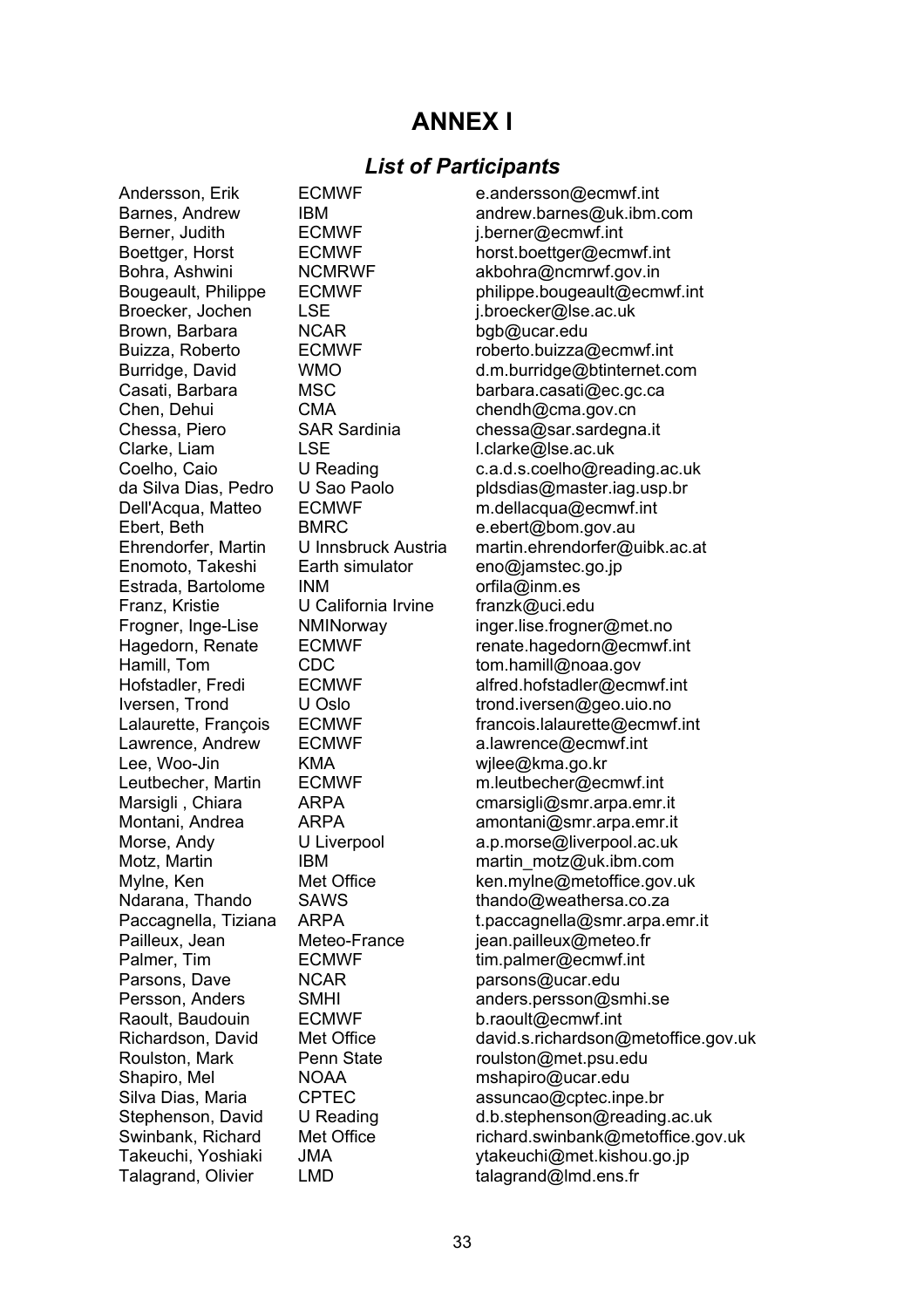# ANNEX I

## *List of Participants*

| | | |
|---|---|---|
| Andersson, Erik | ECMWF | e.andersson@ecmwf.int |
| Barnes, Andrew | IBM | andrew.barnes@uk.ibm.com |
| Berner, Judith | ECMWF | j.berner@ecmwf.int |
| Boettger, Horst | ECMWF | horst.boettger@ecmwf.int |
| Bohra, Ashwini | NCMRWF | akbohra@ncmrwf.gov.in |
| Bougeault, Philippe | ECMWF | philippe.bougeault@ecmwf.int |
| Broecker, Jochen | LSE | j.broecker@lse.ac.uk |
| Brown, Barbara | NCAR | bgb@ucar.edu |
| Buizza, Roberto | ECMWF | roberto.buizza@ecmwf.int |
| Burridge, David | WMO | d.m.burridge@btinternet.com |
| Casati, Barbara | MSC | barbara.casati@ec.gc.ca |
| Chen, Dehui | CMA | chendh@cma.gov.cn |
| Chessa, Piero | SAR Sardinia | chessa@sar.sardegna.it |
| Clarke, Liam | LSE | l.clarke@lse.ac.uk |
| Coelho, Caio | U Reading | c.a.d.s.coelho@reading.ac.uk |
| da Silva Dias, Pedro | U Sao Paolo | pldsdias@master.iag.usp.br |
| Dell'Acqua, Matteo | ECMWF | m.dellacqua@ecmwf.int |
| Ebert, Beth | BMRC | e.ebert@bom.gov.au |
| Ehrendorfer, Martin | U Innsbruck Austria | martin.ehrendorfer@uibk.ac.at |
| Enomoto, Takeshi | Earth simulator | eno@jamstec.go.jp |
| Estrada, Bartolome | INM | orfila@inm.es |
| Franz, Kristie | U California Irvine | franzk@uci.edu |
| Frogner, Inge-Lise | NMINorway | inger.lise.frogner@met.no |
| Hagedorn, Renate | ECMWF | renate.hagedorn@ecmwf.int |
| Hamill, Tom | CDC | tom.hamill@noaa.gov |
| Hofstadler, Fredi | ECMWF | alfred.hofstadler@ecmwf.int |
| Iversen, Trond | U Oslo | trond.iversen@geo.uio.no |
| Lalaurette, François | ECMWF | francois.lalaurette@ecmwf.int |
| Lawrence, Andrew | ECMWF | a.lawrence@ecmwf.int |
| Lee, Woo-Jin | KMA | wjlee@kma.go.kr |
| Leutbecher, Martin | ECMWF | m.leutbecher@ecmwf.int |
| Marsigli , Chiara | ARPA | cmarsigli@smr.arpa.emr.it |
| Montani, Andrea | ARPA | amontani@smr.arpa.emr.it |
| Morse, Andy | U Liverpool | a.p.morse@liverpool.ac.uk |
| Motz, Martin | IBM | martin_motz@uk.ibm.com |
| Mylne, Ken | Met Office | ken.mylne@metoffice.gov.uk |
| Ndarana, Thando | SAWS | thando@weathersa.co.za |
| Paccagnella, Tiziana | ARPA | t.paccagnella@smr.arpa.emr.it |
| Pailleux, Jean | Meteo-France | jean.pailleux@meteo.fr |
| Palmer, Tim | ECMWF | tim.palmer@ecmwf.int |
| Parsons, Dave | NCAR | parsons@ucar.edu |
| Persson, Anders | SMHI | anders.persson@smhi.se |
| Raoult, Baudouin | ECMWF | b.raoult@ecmwf.int |
| Richardson, David | Met Office | david.s.richardson@metoffice.gov.uk |
| Roulston, Mark | Penn State | roulston@met.psu.edu |
| Shapiro, Mel | NOAA | mshapiro@ucar.edu |
| Silva Dias, Maria | CPTEC | assuncao@cptec.inpe.br |
| Stephenson, David | U Reading | d.b.stephenson@reading.ac.uk |
| Swinbank, Richard | Met Office | richard.swinbank@metoffice.gov.uk |
| Takeuchi, Yoshiaki | JMA | ytakeuchi@met.kishou.go.jp |
| Talagrand, Olivier | LMD | talagrand@lmd.ens.fr |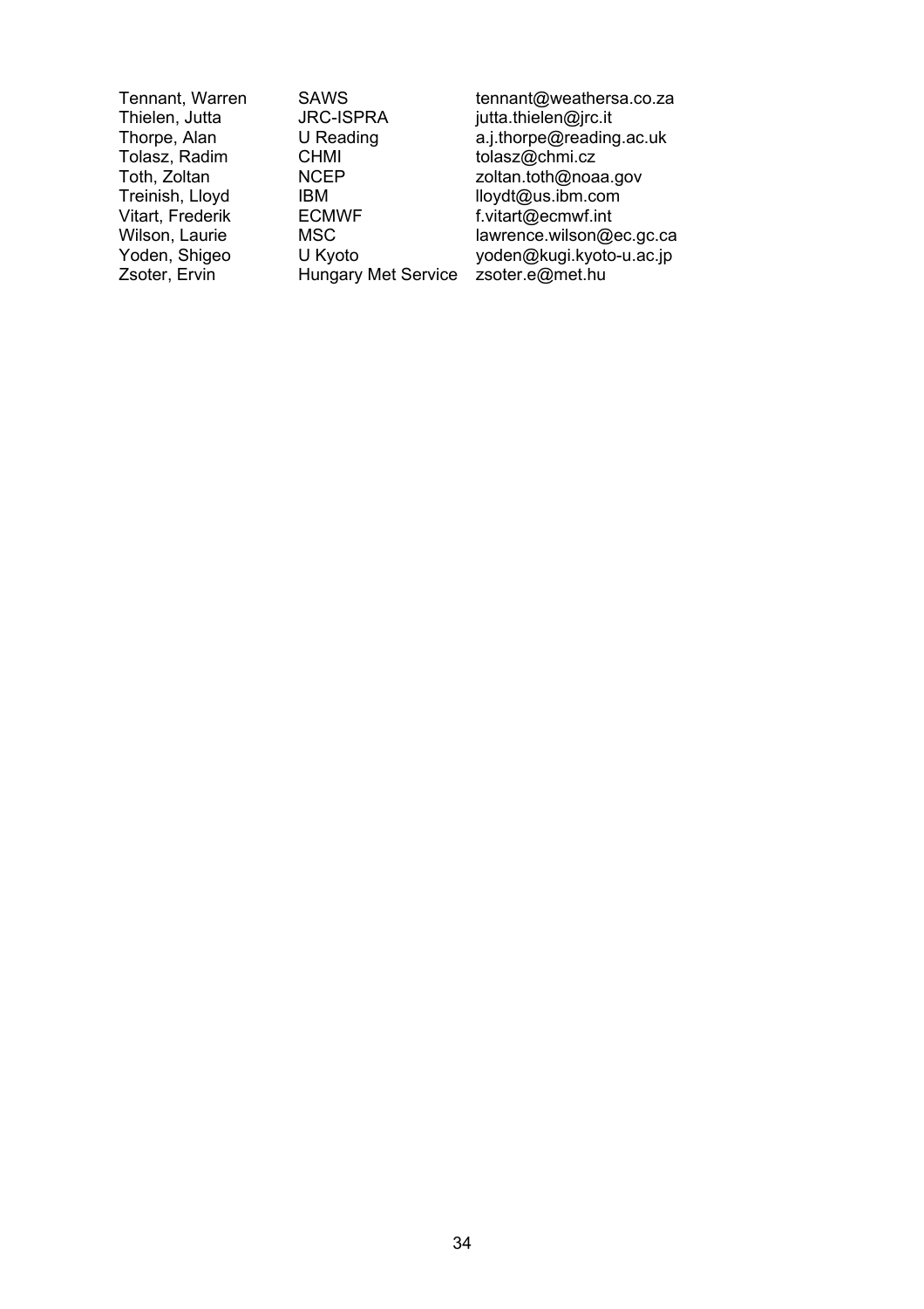| | | |
|---|---|---|
| Tennant, Warren | SAWS | tennant@weathersa.co.za |
| Thielen, Jutta | JRC-ISPRA | jutta.thielen@jrc.it |
| Thorpe, Alan | U Reading | a.j.thorpe@reading.ac.uk |
| Tolasz, Radim | CHMI | tolasz@chmi.cz |
| Toth, Zoltan | NCEP | zoltan.toth@noaa.gov |
| Treinish, Lloyd | IBM | lloydt@us.ibm.com |
| Vitart, Frederik | ECMWF | f.vitart@ecmwf.int |
| Wilson, Laurie | MSC | lawrence.wilson@ec.gc.ca |
| Yoden, Shigeo | U Kyoto | yoden@kugi.kyoto-u.ac.jp |
| Zsoter, Ervin | Hungary Met Service | zsoter.e@met.hu |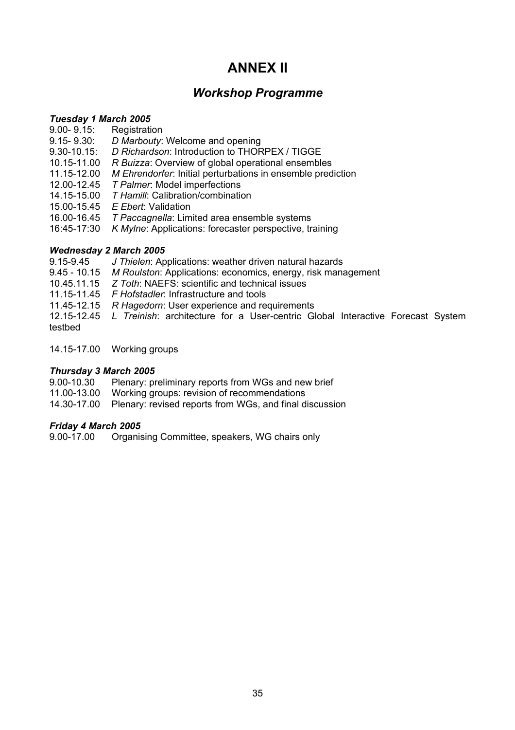# ANNEX II

## *Workshop Programme*

### *Tuesday 1 March 2005*

9.00- 9.15: Registration
9.15- 9.30: *D Marbouty*: Welcome and opening
9.30-10.15: *D Richardson*: Introduction to THORPEX / TIGGE
10.15-11.00 *R Buizza*: Overview of global operational ensembles
11.15-12.00 *M Ehrendorfer*: Initial perturbations in ensemble prediction
12.00-12.45 *T Palmer*: Model imperfections
14.15-15.00 *T Hamill*: Calibration/combination
15.00-15.45 *E Ebert*: Validation
16.00-16.45 *T Paccagnella*: Limited area ensemble systems
16:45-17:30 *K Mylne*: Applications: forecaster perspective, training

### *Wednesday 2 March 2005*

9.15-9.45 *J Thielen*: Applications: weather driven natural hazards
9.45 - 10.15 *M Roulston*: Applications: economics, energy, risk management
10.45.11.15 *Z Toth*: NAEFS: scientific and technical issues
11.15-11.45 *F Hofstadler*: Infrastructure and tools
11.45-12.15 *R Hagedorn*: User experience and requirements
12.15-12.45 *L Treinish*: architecture for a User-centric Global Interactive Forecast System testbed

14.15-17.00 Working groups

### *Thursday 3 March 2005*

9.00-10.30 Plenary: preliminary reports from WGs and new brief
11.00-13.00 Working groups: revision of recommendations
14.30-17.00 Plenary: revised reports from WGs, and final discussion

### *Friday 4 March 2005*

9.00-17.00 Organising Committee, speakers, WG chairs only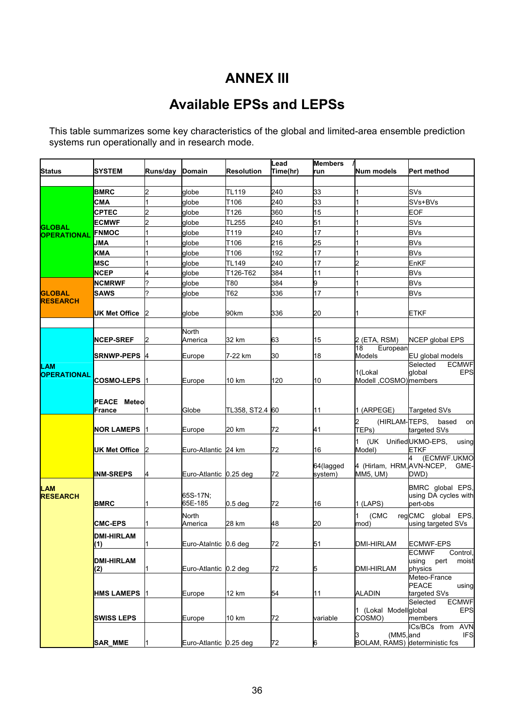# ANNEX III

## Available EPSs and LEPSs

This table summarizes some key characteristics of the global and limited-area ensemble prediction systems run operationally and in research mode.

| Status | SYSTEM | Runs/day | Domain | Resolution | Lead Time(hr) | Members / run | Num models | Pert method |
|---|---|---|---|---|---|---|---|---|
| | | | | | | | | |
| **GLOBAL OPERATIONAL** | **BMRC** | 2 | globe | TL119 | 240 | 33 | 1 | SVs |
| | **CMA** | 1 | globe | T106 | 240 | 33 | 1 | SVs+BVs |
| | **CPTEC** | 2 | globe | T126 | 360 | 15 | 1 | EOF |
| | **ECMWF** | 2 | globe | TL255 | 240 | 51 | 1 | SVs |
| | **FNMOC** | 1 | globe | T119 | 240 | 17 | 1 | BVs |
| | **JMA** | 1 | globe | T106 | 216 | 25 | 1 | BVs |
| | **KMA** | 1 | globe | T106 | 192 | 17 | 1 | BVs |
| | **MSC** | 1 | globe | TL149 | 240 | 17 | 2 | EnKF |
| | **NCEP** | 4 | globe | T126-T62 | 384 | 11 | 1 | BVs |
| **GLOBAL RESEARCH** | **NCMRWF** | ? | globe | T80 | 384 | 9 | 1 | BVs |
| | **SAWS** | ? | globe | T62 | 336 | 17 | 1 | BVs |
| | **UK Met Office** | 2 | globe | 90km | 336 | 20 | 1 | ETKF |
| | | | | | | | | |
| **LAM OPERATIONAL** | **NCEP-SREF** | 2 | North America | 32 km | 63 | 15 | 2 (ETA, RSM) | NCEP global EPS |
| | **SRNWP-PEPS** | 4 | Europe | 7-22 km | 30 | 18 | 18 European Models | EU global models |
| | **COSMO-LEPS** | 1 | Europe | 10 km | 120 | 10 | 1(Lokal Modell ,COSMO) | Selected ECMWF global EPS members |
| | **PEACE Meteo France** | 1 | Globe | TL358, ST2.4 | 60 | 11 | 1 (ARPEGE) | Targeted SVs |
| **LAM RESEARCH** | **NOR LAMEPS** | 1 | Europe | 20 km | 72 | 41 | 2 (HIRLAM-TEPs) | TEPS, based on targeted SVs |
| | **UK Met Office** | 2 | Euro-Atlantic | 24 km | 72 | 16 | 1 (UK Unified Model) | UKMO-EPS, using ETKF |
| | **INM-SREPS** | 4 | Euro-Atlantic | 0.25 deg | 72 | 64(lagged system) | 4 (Hirlam, HRM, MM5, UM) | 4 (ECMWF.UKMO AVN-NCEP, GME-DWD) |
| | **BMRC** | 1 | 65S-17N; 65E-185 | 0.5 deg | 72 | 16 | 1 (LAPS) | BMRC global EPS, using DA cycles with pert-obs |
| | **CMC-EPS** | 1 | North America | 28 km | 48 | 20 | 1 (CMC reg mod) | CMC global EPS, using targeted SVs |
| | **DMI-HIRLAM (1)** | 1 | Euro-Ataltnic | 0.6 deg | 72 | 51 | DMI-HIRLAM | ECMWF-EPS |
| | **DMI-HIRLAM (2)** | 1 | Euro-Atlantic | 0.2 deg | 72 | 5 | DMI-HIRLAM | ECMWF Control, using pert moist physics |
| | **HMS LAMEPS** | 1 | Europe | 12 km | 54 | 11 | ALADIN | Meteo-France PEACE using targeted SVs |
| | **SWISS LEPS** | | Europe | 10 km | 72 | variable | 1 (Lokal Modell COSMO) | Selected ECMWF global EPS members |
| | **SAR_MME** | 1 | Euro-Atlantic | 0.25 deg | 72 | 6 | 3 (MM5, BOLAM, RAMS) | ICs/BCs from AVN and IFS deterministic fcs |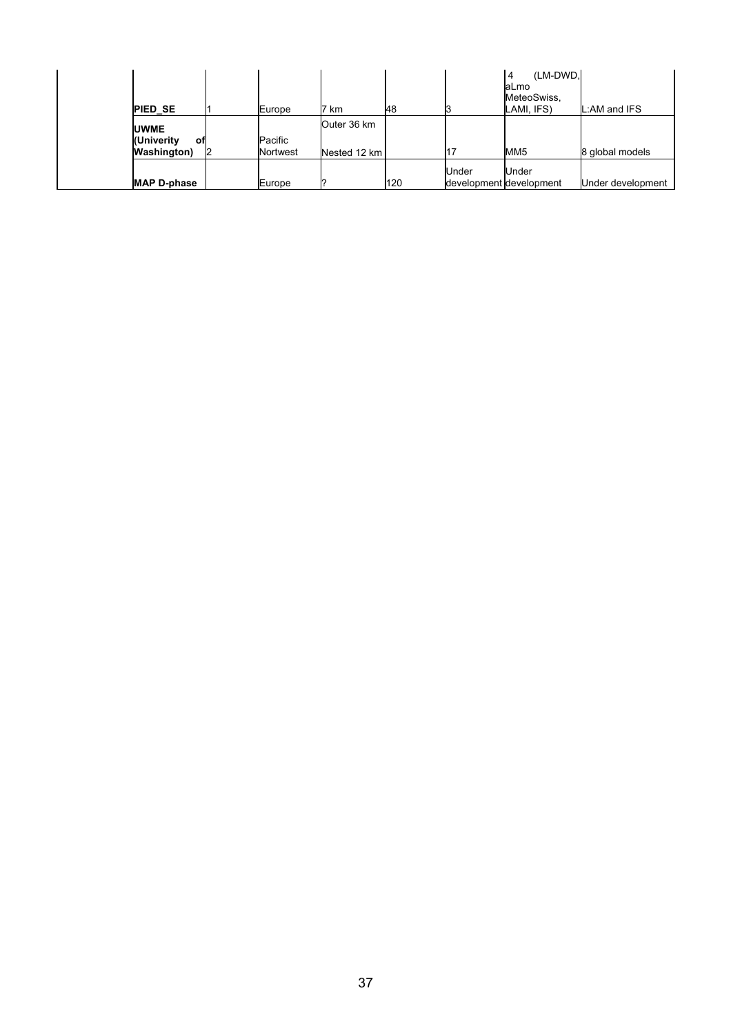| | | | | | | | | |
|---|---|---|---|---|---|---|---|---|
| | **PIED_SE** | 1 | Europe | 7 km | 48 | 3 | 4 (LM-DWD, aLmo MeteoSwiss, LAMI, IFS) | L:AM and IFS |
| | **UWME (Univerity of Washington)** | 2 | Pacific Nortwest | Outer 36 km Nested 12 km | | 17 | MM5 | 8 global models |
| | **MAP D-phase** | | Europe | ? | 120 | Under development | Under development | Under development |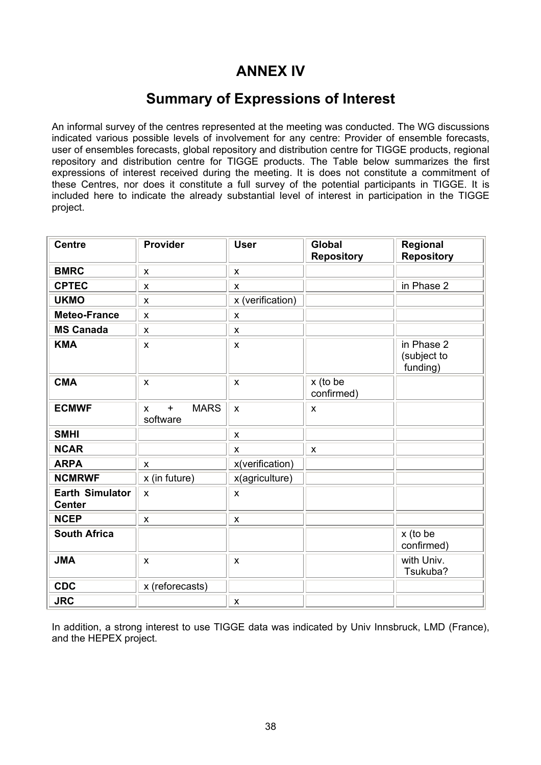# ANNEX IV

## Summary of Expressions of Interest

An informal survey of the centres represented at the meeting was conducted. The WG discussions indicated various possible levels of involvement for any centre: Provider of ensemble forecasts, user of ensembles forecasts, global repository and distribution centre for TIGGE products, regional repository and distribution centre for TIGGE products. The Table below summarizes the first expressions of interest received during the meeting. It is does not constitute a commitment of these Centres, nor does it constitute a full survey of the potential participants in TIGGE. It is included here to indicate the already substantial level of interest in participation in the TIGGE project.

| Centre | Provider | User | Global Repository | Regional Repository |
|---|---|---|---|---|
| **BMRC** | x | x | | |
| **CPTEC** | x | x | | in Phase 2 |
| **UKMO** | x | x (verification) | | |
| **Meteo-France** | x | x | | |
| **MS Canada** | x | x | | |
| **KMA** | x | x | | in Phase 2 (subject to funding) |
| **CMA** | x | x | x (to be confirmed) | |
| **ECMWF** | x + MARS software | x | x | |
| **SMHI** | | x | | |
| **NCAR** | | x | x | |
| **ARPA** | x | x(verification) | | |
| **NCMRWF** | x (in future) | x(agriculture) | | |
| **Earth Simulator Center** | x | x | | |
| **NCEP** | x | x | | |
| **South Africa** | | | | x (to be confirmed) |
| **JMA** | x | x | | with Univ. Tsukuba? |
| **CDC** | x (reforecasts) | | | |
| **JRC** | | x | | |

In addition, a strong interest to use TIGGE data was indicated by Univ Innsbruck, LMD (France), and the HEPEX project.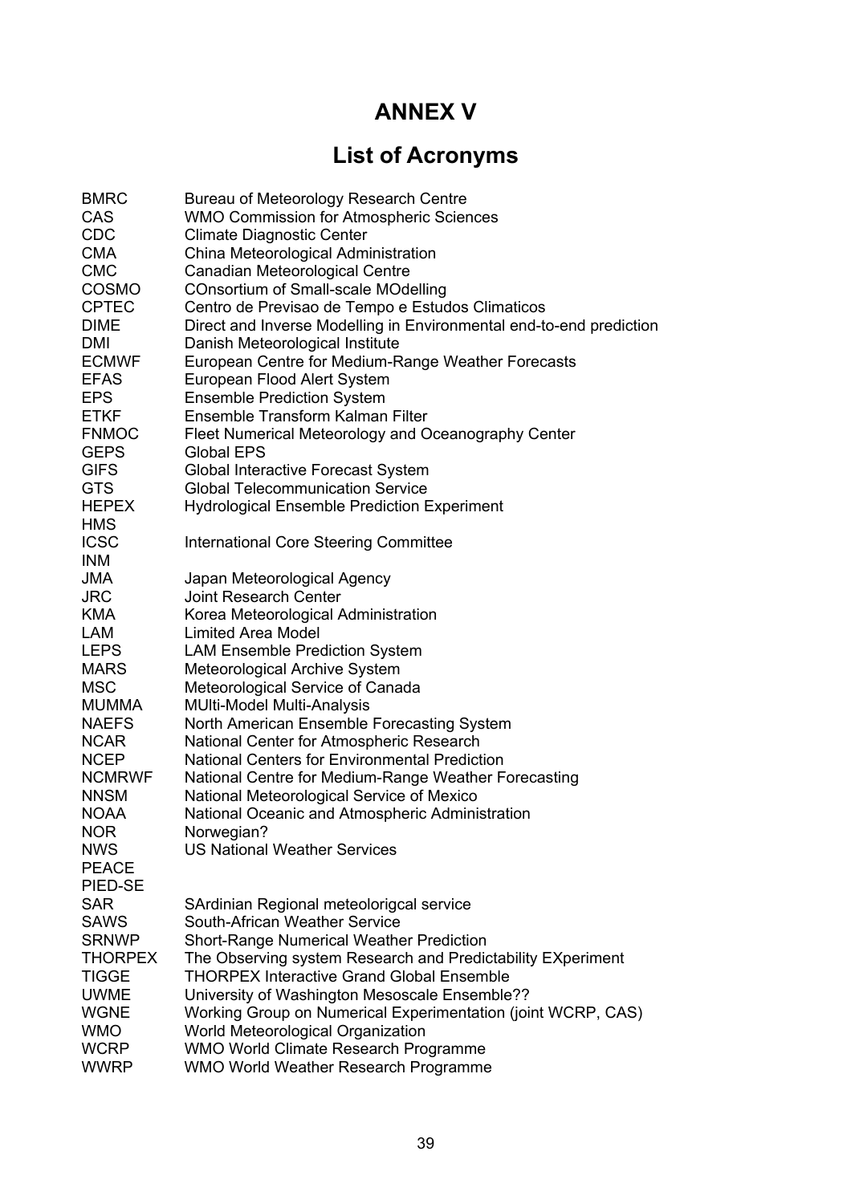# ANNEX V

## List of Acronyms

| | |
|---|---|
| BMRC | Bureau of Meteorology Research Centre |
| CAS | WMO Commission for Atmospheric Sciences |
| CDC | Climate Diagnostic Center |
| CMA | China Meteorological Administration |
| CMC | Canadian Meteorological Centre |
| COSMO | COnsortium of Small-scale MOdelling |
| CPTEC | Centro de Previsao de Tempo e Estudos Climaticos |
| DIME | Direct and Inverse Modelling in Environmental end-to-end prediction |
| DMI | Danish Meteorological Institute |
| ECMWF | European Centre for Medium-Range Weather Forecasts |
| EFAS | European Flood Alert System |
| EPS | Ensemble Prediction System |
| ETKF | Ensemble Transform Kalman Filter |
| FNMOC | Fleet Numerical Meteorology and Oceanography Center |
| GEPS | Global EPS |
| GIFS | Global Interactive Forecast System |
| GTS | Global Telecommunication Service |
| HEPEX | Hydrological Ensemble Prediction Experiment |
| HMS | |
| ICSC | International Core Steering Committee |
| INM | |
| JMA | Japan Meteorological Agency |
| JRC | Joint Research Center |
| KMA | Korea Meteorological Administration |
| LAM | Limited Area Model |
| LEPS | LAM Ensemble Prediction System |
| MARS | Meteorological Archive System |
| MSC | Meteorological Service of Canada |
| MUMMA | MUlti-Model Multi-Analysis |
| NAEFS | North American Ensemble Forecasting System |
| NCAR | National Center for Atmospheric Research |
| NCEP | National Centers for Environmental Prediction |
| NCMRWF | National Centre for Medium-Range Weather Forecasting |
| NNSM | National Meteorological Service of Mexico |
| NOAA | National Oceanic and Atmospheric Administration |
| NOR | Norwegian? |
| NWS | US National Weather Services |
| PEACE | |
| PIED-SE | |
| SAR | SArdinian Regional meteolorigcal service |
| SAWS | South-African Weather Service |
| SRNWP | Short-Range Numerical Weather Prediction |
| THORPEX | The Observing system Research and Predictability EXperiment |
| TIGGE | THORPEX Interactive Grand Global Ensemble |
| UWME | University of Washington Mesoscale Ensemble?? |
| WGNE | Working Group on Numerical Experimentation (joint WCRP, CAS) |
| WMO | World Meteorological Organization |
| WCRP | WMO World Climate Research Programme |
| WWRP | WMO World Weather Research Programme |